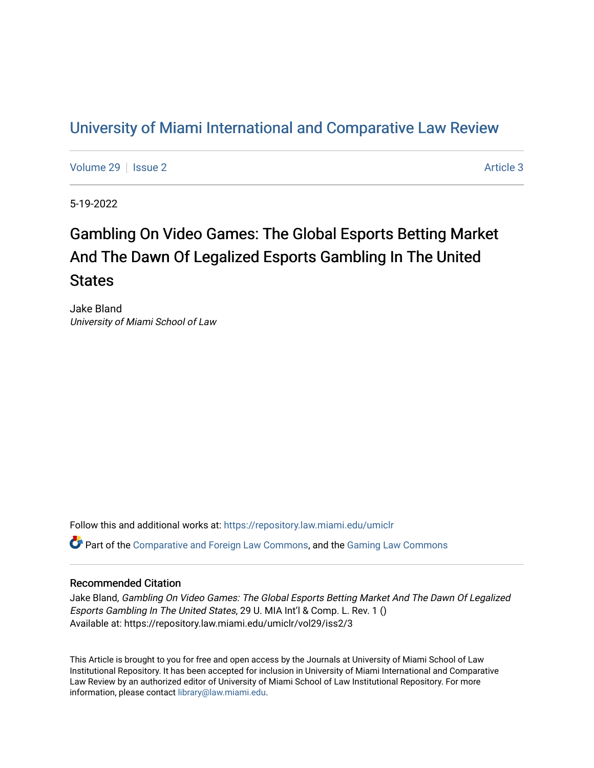# University of Miami International and Comparative Law Review

Volume 29 | Issue 2 | Article 3

5-19-2022

## Gambling On Video Games: The Global Esports Betting Market And The Dawn Of Legalized Esports Gambling In The United States

Jake Bland
*University of Miami School of Law*

Follow this and additional works at: https://repository.law.miami.edu/umiclr

Part of the Comparative and Foreign Law Commons, and the Gaming Law Commons

### Recommended Citation

Jake Bland, *Gambling On Video Games: The Global Esports Betting Market And The Dawn Of Legalized Esports Gambling In The United States*, 29 U. MIA Int'l & Comp. L. Rev. 1 ()
Available at: https://repository.law.miami.edu/umiclr/vol29/iss2/3

This Article is brought to you for free and open access by the Journals at University of Miami School of Law Institutional Repository. It has been accepted for inclusion in University of Miami International and Comparative Law Review by an authorized editor of University of Miami School of Law Institutional Repository. For more information, please contact library@law.miami.edu.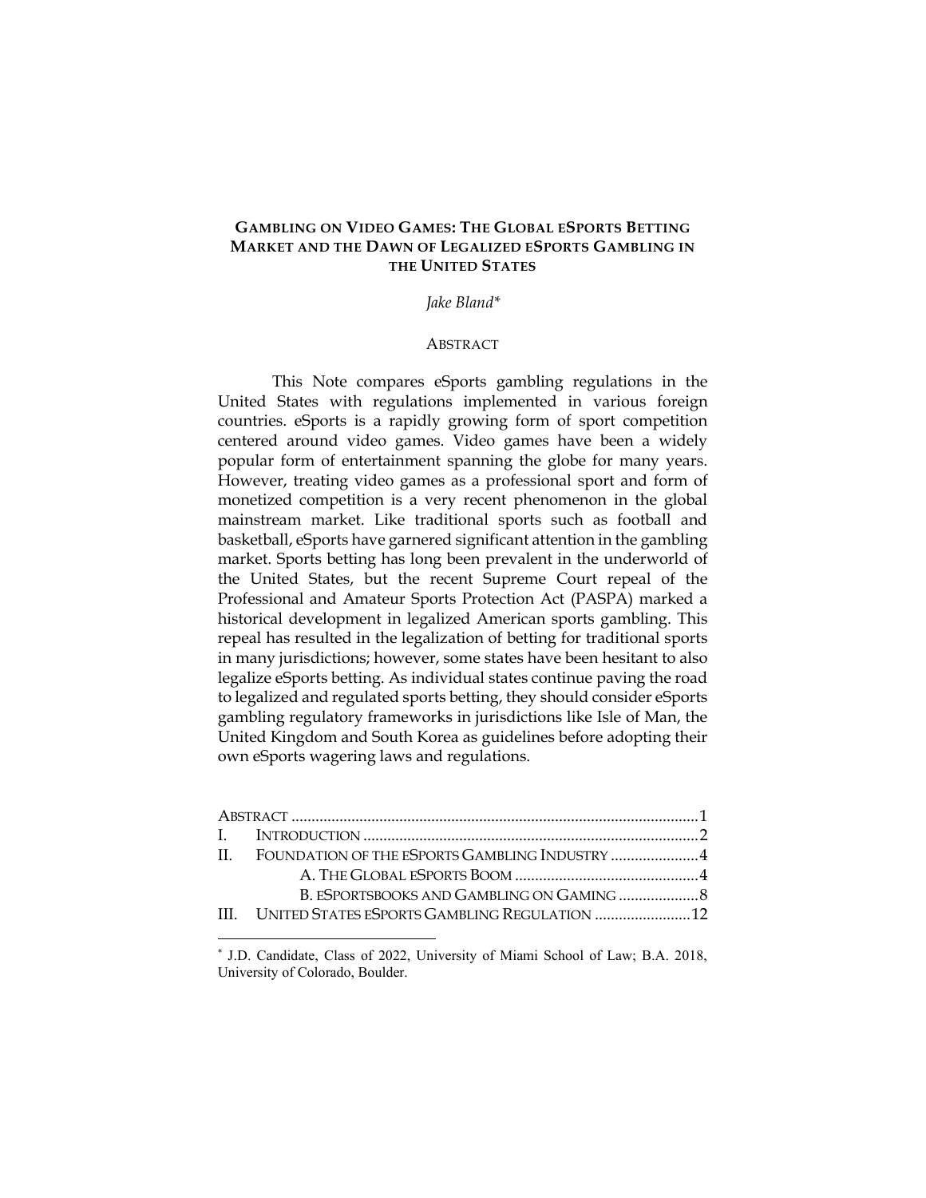# GAMBLING ON VIDEO GAMES: THE GLOBAL eSPORTS BETTING MARKET AND THE DAWN OF LEGALIZED eSPORTS GAMBLING IN THE UNITED STATES

*Jake Bland**

## ABSTRACT

This Note compares eSports gambling regulations in the United States with regulations implemented in various foreign countries. eSports is a rapidly growing form of sport competition centered around video games. Video games have been a widely popular form of entertainment spanning the globe for many years. However, treating video games as a professional sport and form of monetized competition is a very recent phenomenon in the global mainstream market. Like traditional sports such as football and basketball, eSports have garnered significant attention in the gambling market. Sports betting has long been prevalent in the underworld of the United States, but the recent Supreme Court repeal of the Professional and Amateur Sports Protection Act (PASPA) marked a historical development in legalized American sports gambling. This repeal has resulted in the legalization of betting for traditional sports in many jurisdictions; however, some states have been hesitant to also legalize eSports betting. As individual states continue paving the road to legalized and regulated sports betting, they should consider eSports gambling regulatory frameworks in jurisdictions like Isle of Man, the United Kingdom and South Korea as guidelines before adopting their own eSports wagering laws and regulations.

ABSTRACT .......... 1
I. INTRODUCTION .......... 2
II. FOUNDATION OF THE eSPORTS GAMBLING INDUSTRY .......... 4
  A. THE GLOBAL eSPORTS BOOM .......... 4
  B. eSPORTSBOOKS AND GAMBLING ON GAMING .......... 8
III. UNITED STATES eSPORTS GAMBLING REGULATION .......... 12

\* J.D. Candidate, Class of 2022, University of Miami School of Law; B.A. 2018, University of Colorado, Boulder.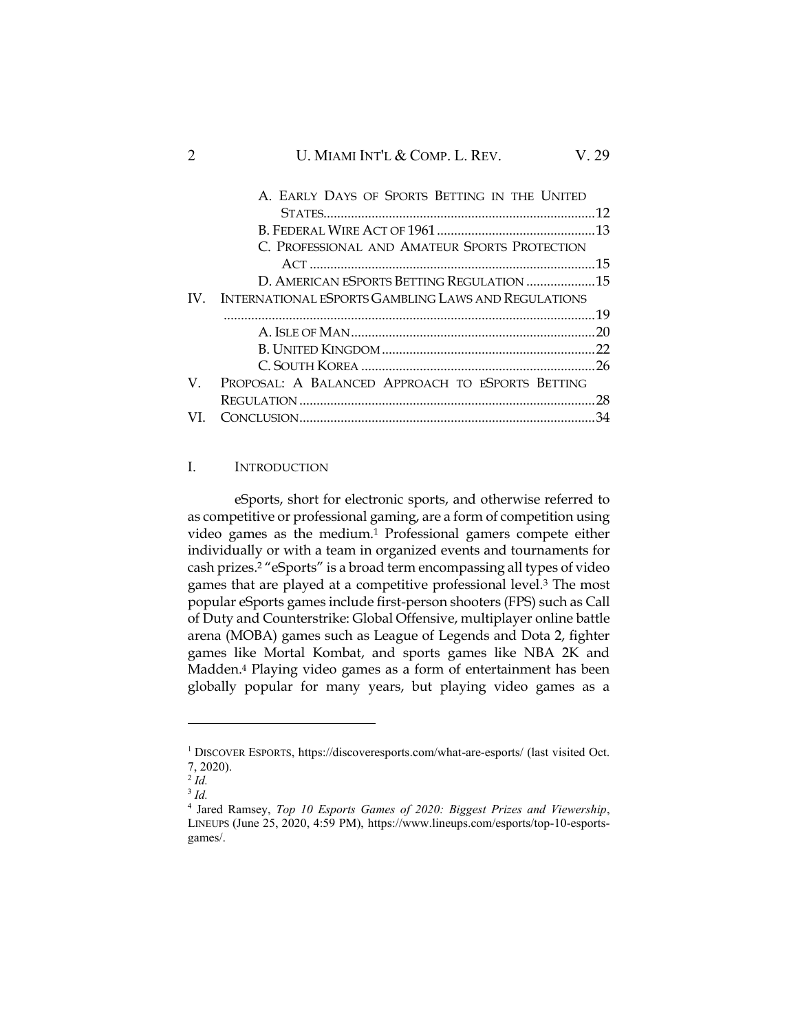A. EARLY DAYS OF SPORTS BETTING IN THE UNITED STATES.....12

B. FEDERAL WIRE ACT OF 1961.....13

C. PROFESSIONAL AND AMATEUR SPORTS PROTECTION ACT.....15

D. AMERICAN ESPORTS BETTING REGULATION.....15

IV. INTERNATIONAL ESPORTS GAMBLING LAWS AND REGULATIONS.....19

A. ISLE OF MAN.....20

B. UNITED KINGDOM.....22

C. SOUTH KOREA.....26

V. PROPOSAL: A BALANCED APPROACH TO ESPORTS BETTING REGULATION.....28

VI. CONCLUSION.....34

## I. INTRODUCTION

eSports, short for electronic sports, and otherwise referred to as competitive or professional gaming, are a form of competition using video games as the medium.[1] Professional gamers compete either individually or with a team in organized events and tournaments for cash prizes.[2] "eSports" is a broad term encompassing all types of video games that are played at a competitive professional level.[3] The most popular eSports games include first-person shooters (FPS) such as Call of Duty and Counterstrike: Global Offensive, multiplayer online battle arena (MOBA) games such as League of Legends and Dota 2, fighter games like Mortal Kombat, and sports games like NBA 2K and Madden.[4] Playing video games as a form of entertainment has been globally popular for many years, but playing video games as a

---

[1] DISCOVER ESPORTS, https://discoveresports.com/what-are-esports/ (last visited Oct. 7, 2020).

[2] *Id.*

[3] *Id.*

[4] Jared Ramsey, *Top 10 Esports Games of 2020: Biggest Prizes and Viewership*, LINEUPS (June 25, 2020, 4:59 PM), https://www.lineups.com/esports/top-10-esports-games/.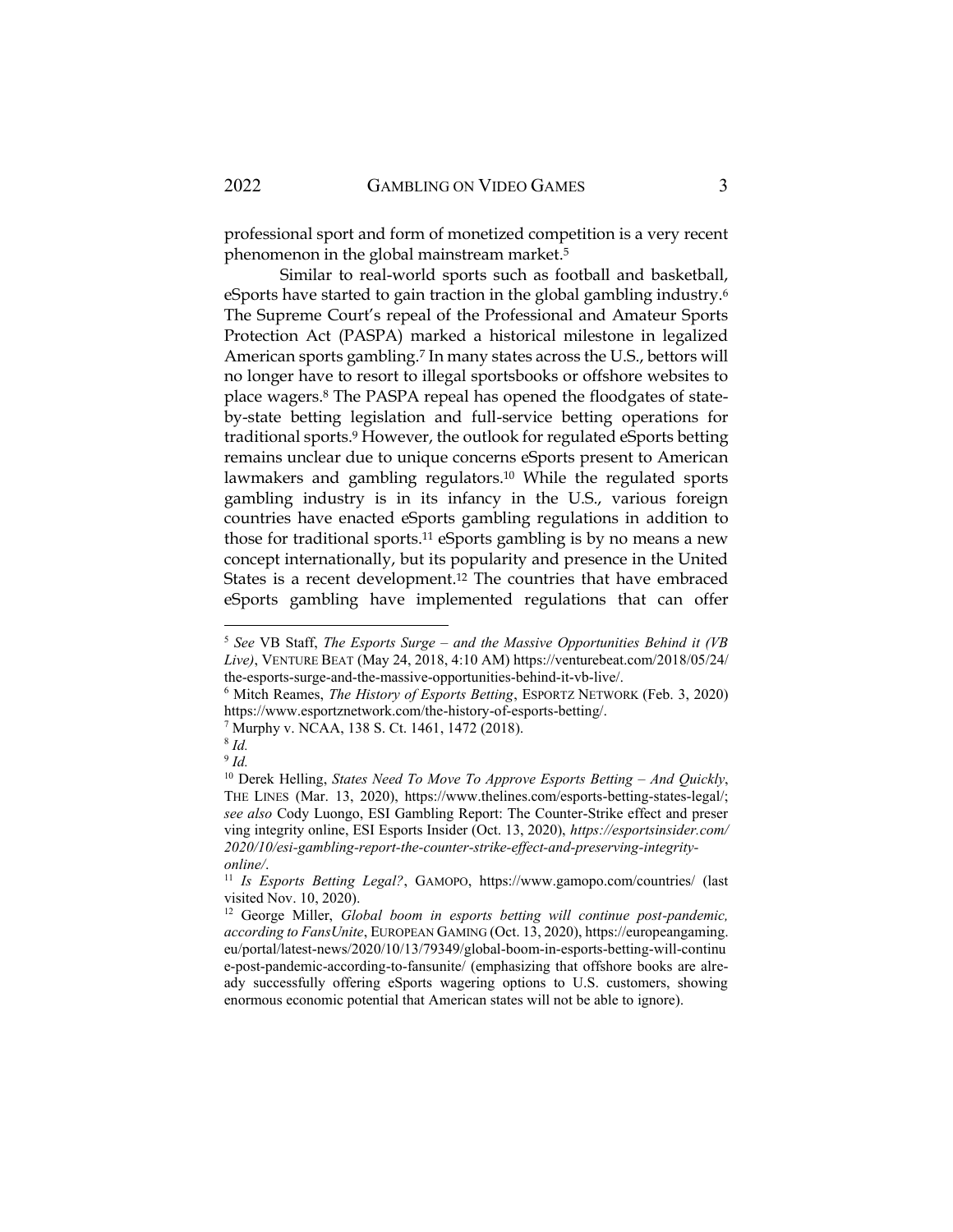professional sport and form of monetized competition is a very recent phenomenon in the global mainstream market.[5]

Similar to real-world sports such as football and basketball, eSports have started to gain traction in the global gambling industry.[6] The Supreme Court's repeal of the Professional and Amateur Sports Protection Act (PASPA) marked a historical milestone in legalized American sports gambling.[7] In many states across the U.S., bettors will no longer have to resort to illegal sportsbooks or offshore websites to place wagers.[8] The PASPA repeal has opened the floodgates of state-by-state betting legislation and full-service betting operations for traditional sports.[9] However, the outlook for regulated eSports betting remains unclear due to unique concerns eSports present to American lawmakers and gambling regulators.[10] While the regulated sports gambling industry is in its infancy in the U.S., various foreign countries have enacted eSports gambling regulations in addition to those for traditional sports.[11] eSports gambling is by no means a new concept internationally, but its popularity and presence in the United States is a recent development.[12] The countries that have embraced eSports gambling have implemented regulations that can offer

---

[5] *See* VB Staff, *The Esports Surge – and the Massive Opportunities Behind it (VB Live)*, VENTURE BEAT (May 24, 2018, 4:10 AM) https://venturebeat.com/2018/05/24/the-esports-surge-and-the-massive-opportunities-behind-it-vb-live/.

[6] Mitch Reames, *The History of Esports Betting*, ESPORTZ NETWORK (Feb. 3, 2020) https://www.esportznetwork.com/the-history-of-esports-betting/.

[7] Murphy v. NCAA, 138 S. Ct. 1461, 1472 (2018).

[8] *Id.*

[9] *Id.*

[10] Derek Helling, *States Need To Move To Approve Esports Betting – And Quickly*, THE LINES (Mar. 13, 2020), https://www.thelines.com/esports-betting-states-legal/; *see also* Cody Luongo, ESI Gambling Report: The Counter-Strike effect and preserving integrity online, ESI Esports Insider (Oct. 13, 2020), *https://esportsinsider.com/2020/10/esi-gambling-report-the-counter-strike-effect-and-preserving-integrity-online/*.

[11] *Is Esports Betting Legal?*, GAMOPO, https://www.gamopo.com/countries/ (last visited Nov. 10, 2020).

[12] George Miller, *Global boom in esports betting will continue post-pandemic, according to FansUnite*, EUROPEAN GAMING (Oct. 13, 2020), https://europeangaming.eu/portal/latest-news/2020/10/13/79349/global-boom-in-esports-betting-will-continue-post-pandemic-according-to-fansunite/ (emphasizing that offshore books are already successfully offering eSports wagering options to U.S. customers, showing enormous economic potential that American states will not be able to ignore).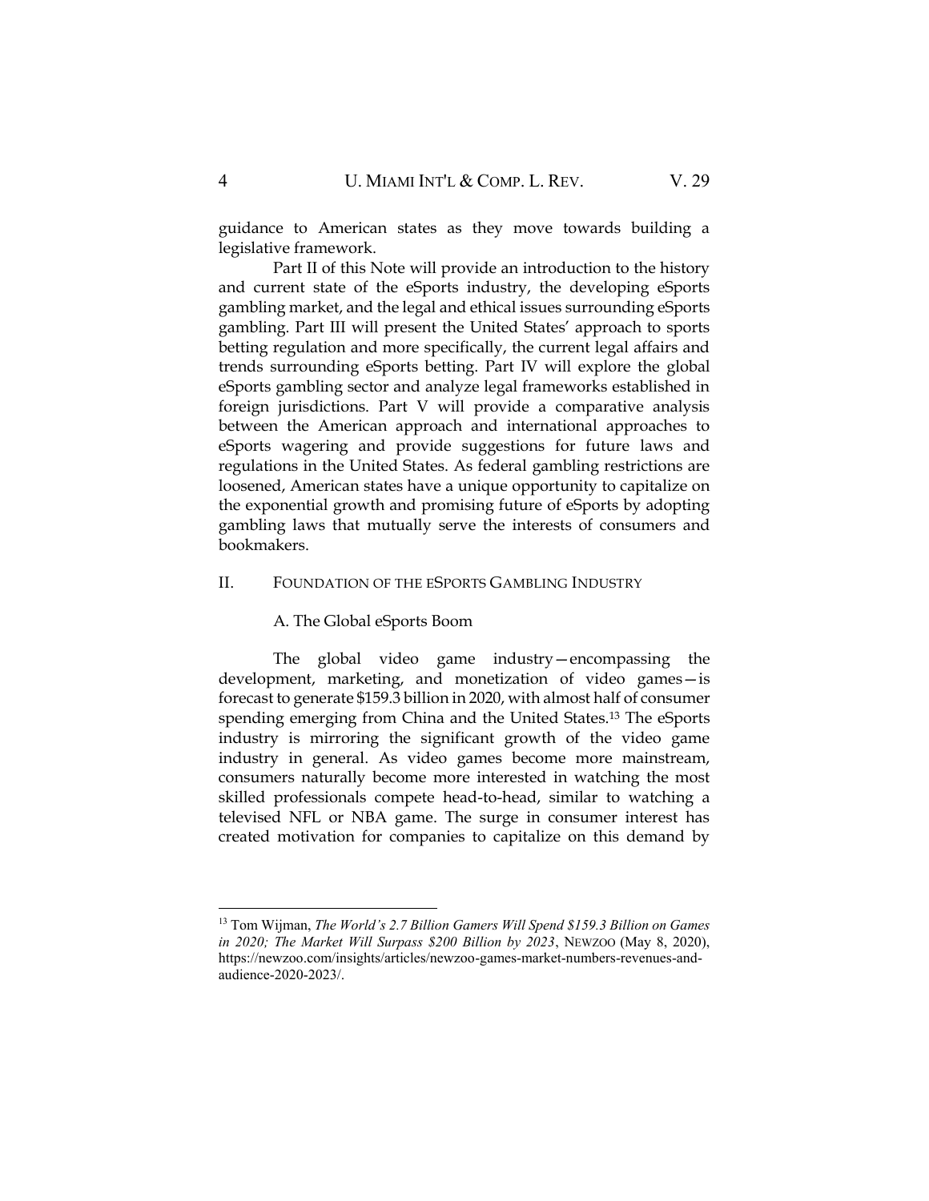guidance to American states as they move towards building a legislative framework.

Part II of this Note will provide an introduction to the history and current state of the eSports industry, the developing eSports gambling market, and the legal and ethical issues surrounding eSports gambling. Part III will present the United States' approach to sports betting regulation and more specifically, the current legal affairs and trends surrounding eSports betting. Part IV will explore the global eSports gambling sector and analyze legal frameworks established in foreign jurisdictions. Part V will provide a comparative analysis between the American approach and international approaches to eSports wagering and provide suggestions for future laws and regulations in the United States. As federal gambling restrictions are loosened, American states have a unique opportunity to capitalize on the exponential growth and promising future of eSports by adopting gambling laws that mutually serve the interests of consumers and bookmakers.

## II. FOUNDATION OF THE ESPORTS GAMBLING INDUSTRY

### A. The Global eSports Boom

The global video game industry—encompassing the development, marketing, and monetization of video games—is forecast to generate $159.3 billion in 2020, with almost half of consumer spending emerging from China and the United States.[13] The eSports industry is mirroring the significant growth of the video game industry in general. As video games become more mainstream, consumers naturally become more interested in watching the most skilled professionals compete head-to-head, similar to watching a televised NFL or NBA game. The surge in consumer interest has created motivation for companies to capitalize on this demand by

---

[13] Tom Wijman, *The World's 2.7 Billion Gamers Will Spend $159.3 Billion on Games in 2020; The Market Will Surpass $200 Billion by 2023*, NEWZOO (May 8, 2020), https://newzoo.com/insights/articles/newzoo-games-market-numbers-revenues-and-audience-2020-2023/.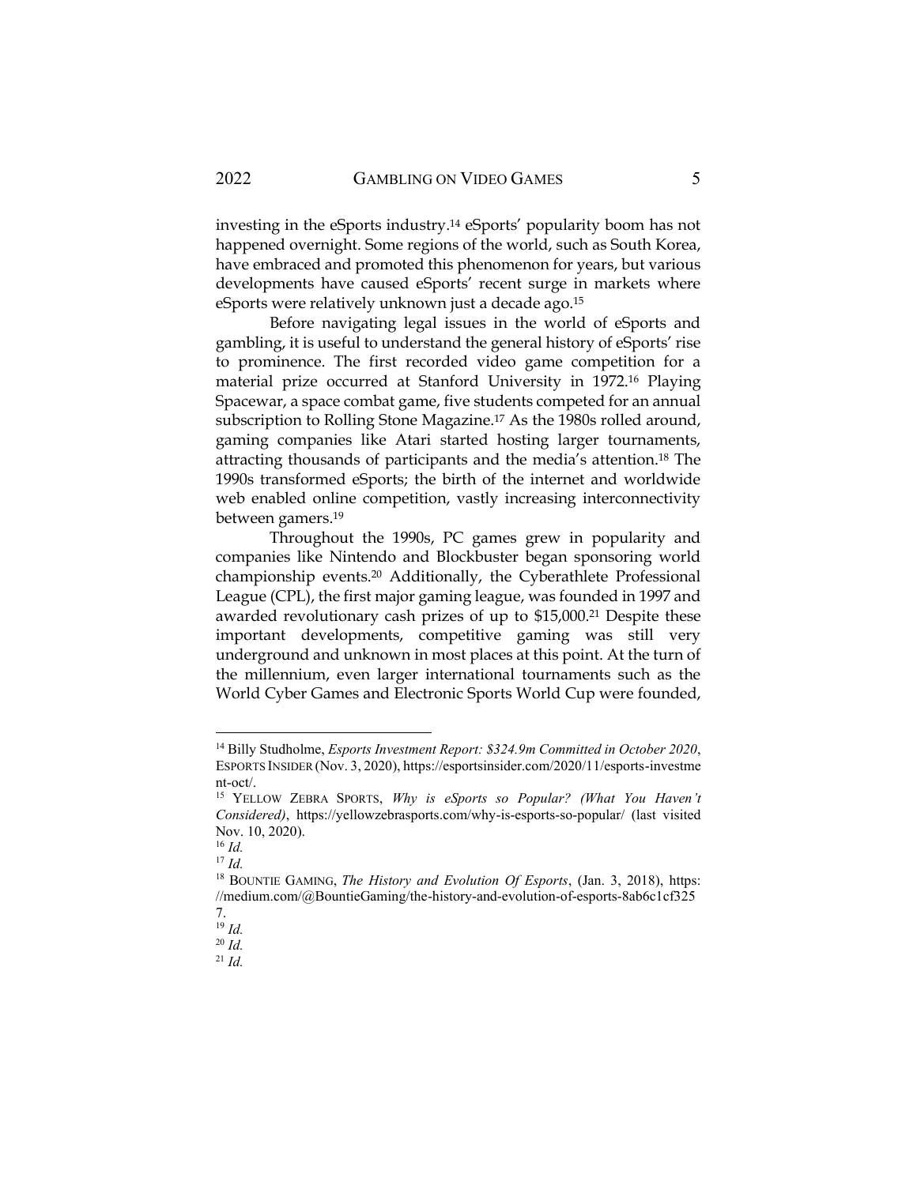investing in the eSports industry.[14] eSports' popularity boom has not happened overnight. Some regions of the world, such as South Korea, have embraced and promoted this phenomenon for years, but various developments have caused eSports' recent surge in markets where eSports were relatively unknown just a decade ago.[15]

Before navigating legal issues in the world of eSports and gambling, it is useful to understand the general history of eSports' rise to prominence. The first recorded video game competition for a material prize occurred at Stanford University in 1972.[16] Playing Spacewar, a space combat game, five students competed for an annual subscription to Rolling Stone Magazine.[17] As the 1980s rolled around, gaming companies like Atari started hosting larger tournaments, attracting thousands of participants and the media's attention.[18] The 1990s transformed eSports; the birth of the internet and worldwide web enabled online competition, vastly increasing interconnectivity between gamers.[19]

Throughout the 1990s, PC games grew in popularity and companies like Nintendo and Blockbuster began sponsoring world championship events.[20] Additionally, the Cyberathlete Professional League (CPL), the first major gaming league, was founded in 1997 and awarded revolutionary cash prizes of up to $15,000.[21] Despite these important developments, competitive gaming was still very underground and unknown in most places at this point. At the turn of the millennium, even larger international tournaments such as the World Cyber Games and Electronic Sports World Cup were founded,

---

[14] Billy Studholme, *Esports Investment Report: $324.9m Committed in October 2020*, ESPORTS INSIDER (Nov. 3, 2020), https://esportsinsider.com/2020/11/esports-investment-oct/.

[15] YELLOW ZEBRA SPORTS, *Why is eSports so Popular? (What You Haven't Considered)*, https://yellowzebrasports.com/why-is-esports-so-popular/ (last visited Nov. 10, 2020).

[16] *Id.*

[17] *Id.*

[18] BOUNTIE GAMING, *The History and Evolution Of Esports*, (Jan. 3, 2018), https://medium.com/@BountieGaming/the-history-and-evolution-of-esports-8ab6c1cf3257.

[19] *Id.*

[20] *Id.*

[21] *Id.*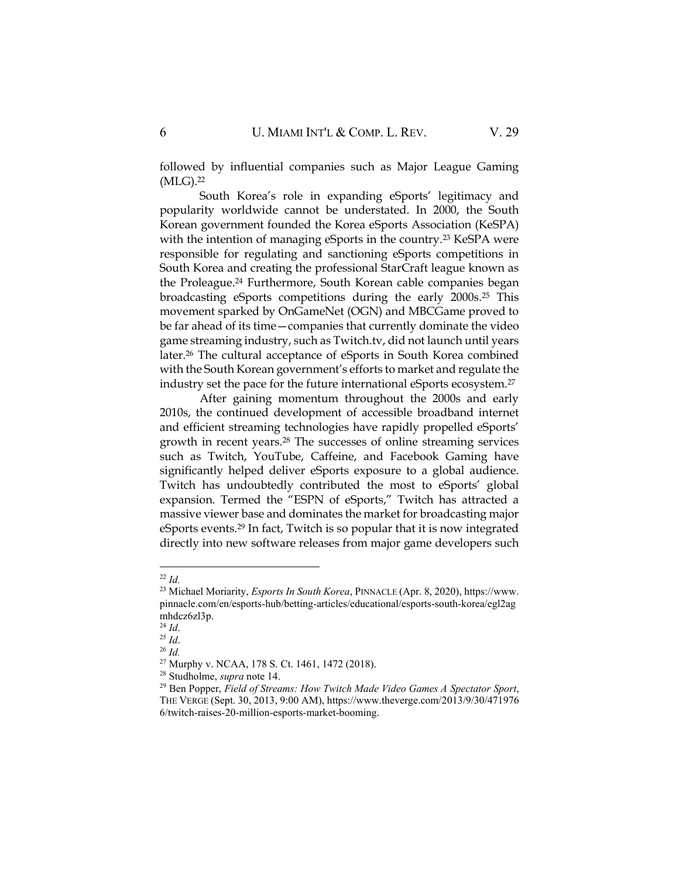followed by influential companies such as Major League Gaming (MLG).[22]

South Korea's role in expanding eSports' legitimacy and popularity worldwide cannot be understated. In 2000, the South Korean government founded the Korea eSports Association (KeSPA) with the intention of managing eSports in the country.[23] KeSPA were responsible for regulating and sanctioning eSports competitions in South Korea and creating the professional StarCraft league known as the Proleague.[24] Furthermore, South Korean cable companies began broadcasting eSports competitions during the early 2000s.[25] This movement sparked by OnGameNet (OGN) and MBCGame proved to be far ahead of its time—companies that currently dominate the video game streaming industry, such as Twitch.tv, did not launch until years later.[26] The cultural acceptance of eSports in South Korea combined with the South Korean government's efforts to market and regulate the industry set the pace for the future international eSports ecosystem.[27]

After gaining momentum throughout the 2000s and early 2010s, the continued development of accessible broadband internet and efficient streaming technologies have rapidly propelled eSports' growth in recent years.[28] The successes of online streaming services such as Twitch, YouTube, Caffeine, and Facebook Gaming have significantly helped deliver eSports exposure to a global audience. Twitch has undoubtedly contributed the most to eSports' global expansion. Termed the "ESPN of eSports," Twitch has attracted a massive viewer base and dominates the market for broadcasting major eSports events.[29] In fact, Twitch is so popular that it is now integrated directly into new software releases from major game developers such

---

[22] *Id.*

[23] Michael Moriarity, *Esports In South Korea*, PINNACLE (Apr. 8, 2020), https://www.pinnacle.com/en/esports-hub/betting-articles/educational/esports-south-korea/egl2agmhdcz6zl3p.

[24] *Id*.

[25] *Id*.

[26] *Id.*

[27] Murphy v. NCAA, 178 S. Ct. 1461, 1472 (2018).

[28] Studholme, *supra* note 14.

[29] Ben Popper, *Field of Streams: How Twitch Made Video Games A Spectator Sport*, THE VERGE (Sept. 30, 2013, 9:00 AM), https://www.theverge.com/2013/9/30/4719766/twitch-raises-20-million-esports-market-booming.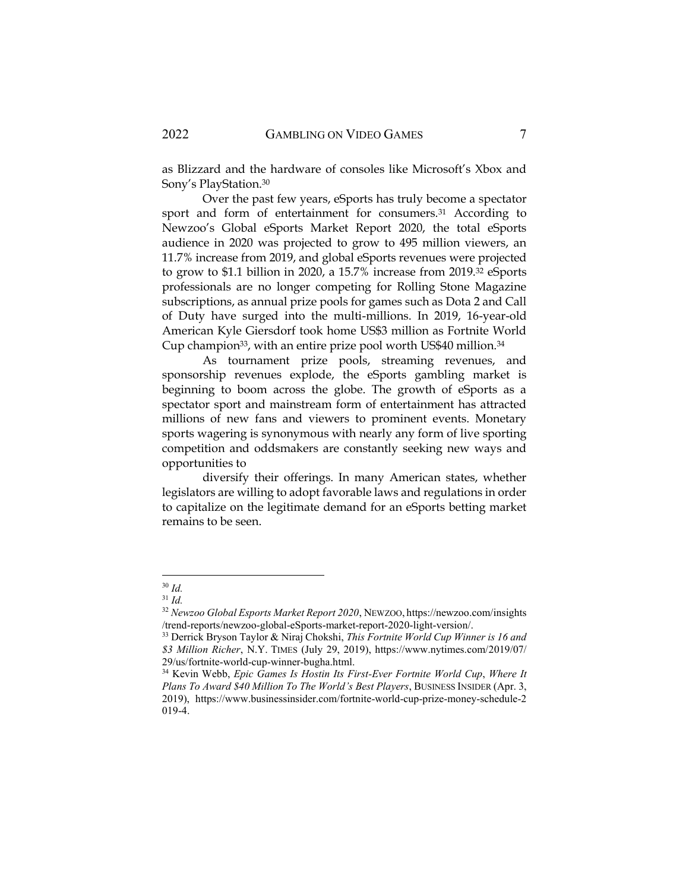as Blizzard and the hardware of consoles like Microsoft's Xbox and Sony's PlayStation.[30]

Over the past few years, eSports has truly become a spectator sport and form of entertainment for consumers.[31] According to Newzoo's Global eSports Market Report 2020, the total eSports audience in 2020 was projected to grow to 495 million viewers, an 11.7% increase from 2019, and global eSports revenues were projected to grow to $1.1 billion in 2020, a 15.7% increase from 2019.[32] eSports professionals are no longer competing for Rolling Stone Magazine subscriptions, as annual prize pools for games such as Dota 2 and Call of Duty have surged into the multi-millions. In 2019, 16-year-old American Kyle Giersdorf took home US$3 million as Fortnite World Cup champion[33], with an entire prize pool worth US$40 million.[34]

As tournament prize pools, streaming revenues, and sponsorship revenues explode, the eSports gambling market is beginning to boom across the globe. The growth of eSports as a spectator sport and mainstream form of entertainment has attracted millions of new fans and viewers to prominent events. Monetary sports wagering is synonymous with nearly any form of live sporting competition and oddsmakers are constantly seeking new ways and opportunities to

diversify their offerings. In many American states, whether legislators are willing to adopt favorable laws and regulations in order to capitalize on the legitimate demand for an eSports betting market remains to be seen.

---

[30] *Id.*

[31] *Id.*

[32] *Newzoo Global Esports Market Report 2020*, NEWZOO, https://newzoo.com/insights/trend-reports/newzoo-global-eSports-market-report-2020-light-version/.

[33] Derrick Bryson Taylor & Niraj Chokshi, *This Fortnite World Cup Winner is 16 and $3 Million Richer*, N.Y. TIMES (July 29, 2019), https://www.nytimes.com/2019/07/29/us/fortnite-world-cup-winner-bugha.html.

[34] Kevin Webb, *Epic Games Is Hostin Its First-Ever Fortnite World Cup*, *Where It Plans To Award $40 Million To The World's Best Players*, BUSINESS INSIDER (Apr. 3, 2019), https://www.businessinsider.com/fortnite-world-cup-prize-money-schedule-2019-4.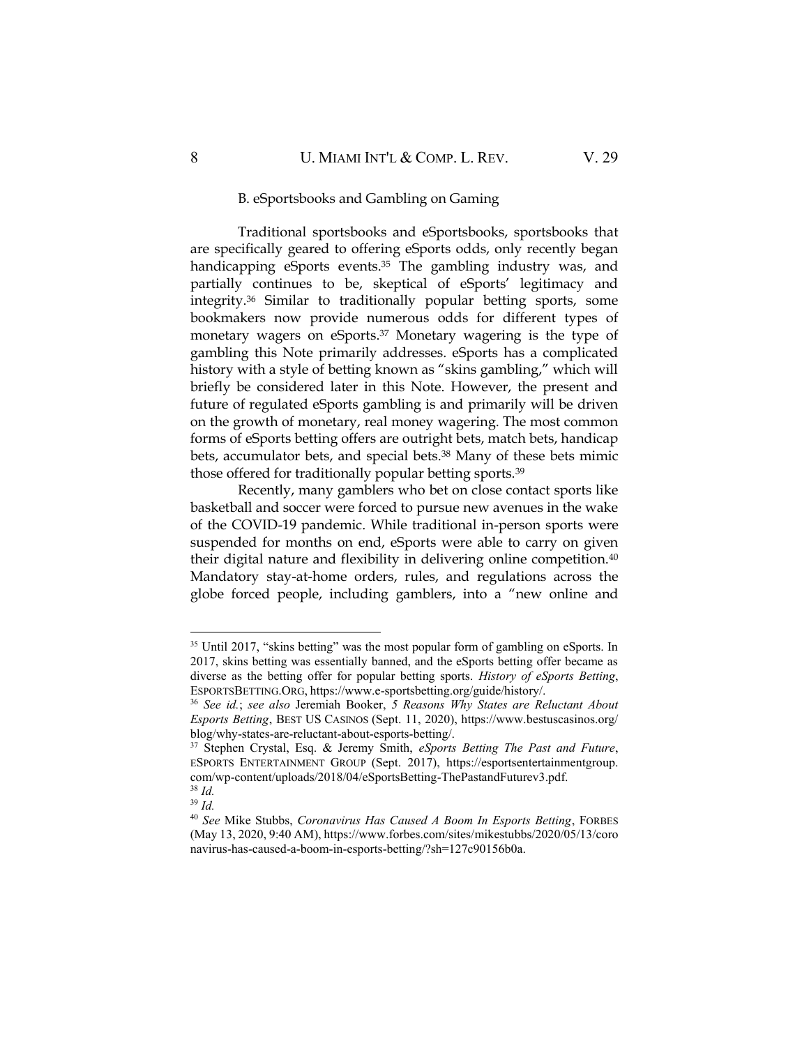### B. eSportsbooks and Gambling on Gaming

Traditional sportsbooks and eSportsbooks, sportsbooks that are specifically geared to offering eSports odds, only recently began handicapping eSports events.[35] The gambling industry was, and partially continues to be, skeptical of eSports' legitimacy and integrity.[36] Similar to traditionally popular betting sports, some bookmakers now provide numerous odds for different types of monetary wagers on eSports.[37] Monetary wagering is the type of gambling this Note primarily addresses. eSports has a complicated history with a style of betting known as "skins gambling," which will briefly be considered later in this Note. However, the present and future of regulated eSports gambling is and primarily will be driven on the growth of monetary, real money wagering. The most common forms of eSports betting offers are outright bets, match bets, handicap bets, accumulator bets, and special bets.[38] Many of these bets mimic those offered for traditionally popular betting sports.[39]

Recently, many gamblers who bet on close contact sports like basketball and soccer were forced to pursue new avenues in the wake of the COVID-19 pandemic. While traditional in-person sports were suspended for months on end, eSports were able to carry on given their digital nature and flexibility in delivering online competition.[40] Mandatory stay-at-home orders, rules, and regulations across the globe forced people, including gamblers, into a "new online and

---

[35] Until 2017, "skins betting" was the most popular form of gambling on eSports. In 2017, skins betting was essentially banned, and the eSports betting offer became as diverse as the betting offer for popular betting sports. *History of eSports Betting*, ESPORTSBETTING.ORG, https://www.e-sportsbetting.org/guide/history/.

[36] *See id.*; *see also* Jeremiah Booker, *5 Reasons Why States are Reluctant About Esports Betting*, BEST US CASINOS (Sept. 11, 2020), https://www.bestuscasinos.org/blog/why-states-are-reluctant-about-esports-betting/.

[37] Stephen Crystal, Esq. & Jeremy Smith, *eSports Betting The Past and Future*, ESPORTS ENTERTAINMENT GROUP (Sept. 2017), https://esportsentertainmentgroup.com/wp-content/uploads/2018/04/eSportsBetting-ThePastandFuturev3.pdf.

[38] *Id.*

[39] *Id.*

[40] *See* Mike Stubbs, *Coronavirus Has Caused A Boom In Esports Betting*, FORBES (May 13, 2020, 9:40 AM), https://www.forbes.com/sites/mikestubbs/2020/05/13/coronavirus-has-caused-a-boom-in-esports-betting/?sh=127c90156b0a.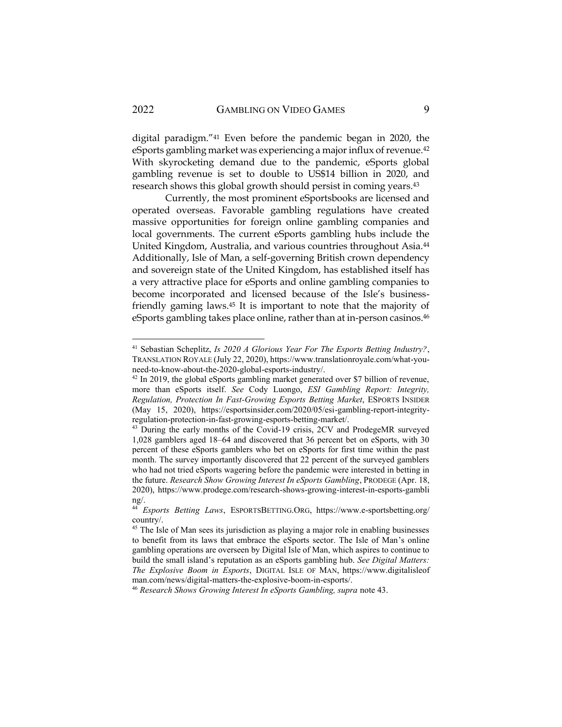digital paradigm."[41] Even before the pandemic began in 2020, the eSports gambling market was experiencing a major influx of revenue.[42] With skyrocketing demand due to the pandemic, eSports global gambling revenue is set to double to US$14 billion in 2020, and research shows this global growth should persist in coming years.[43]

Currently, the most prominent eSportsbooks are licensed and operated overseas. Favorable gambling regulations have created massive opportunities for foreign online gambling companies and local governments. The current eSports gambling hubs include the United Kingdom, Australia, and various countries throughout Asia.[44] Additionally, Isle of Man, a self-governing British crown dependency and sovereign state of the United Kingdom, has established itself has a very attractive place for eSports and online gambling companies to become incorporated and licensed because of the Isle's business-friendly gaming laws.[45] It is important to note that the majority of eSports gambling takes place online, rather than at in-person casinos.[46]

---

[41] Sebastian Scheplitz, *Is 2020 A Glorious Year For The Esports Betting Industry?*, TRANSLATION ROYALE (July 22, 2020), https://www.translationroyale.com/what-you-need-to-know-about-the-2020-global-esports-industry/.

[42] In 2019, the global eSports gambling market generated over $7 billion of revenue, more than eSports itself. *See* Cody Luongo, *ESI Gambling Report: Integrity, Regulation, Protection In Fast-Growing Esports Betting Market*, ESPORTS INSIDER (May 15, 2020), https://esportsinsider.com/2020/05/esi-gambling-report-integrity-regulation-protection-in-fast-growing-esports-betting-market/.

[43] During the early months of the Covid-19 crisis, 2CV and ProdegeMR surveyed 1,028 gamblers aged 18–64 and discovered that 36 percent bet on eSports, with 30 percent of these eSports gamblers who bet on eSports for first time within the past month. The survey importantly discovered that 22 percent of the surveyed gamblers who had not tried eSports wagering before the pandemic were interested in betting in the future. *Research Show Growing Interest In eSports Gambling*, PRODEGE (Apr. 18, 2020), https://www.prodege.com/research-shows-growing-interest-in-esports-gambling/.

[44] *Esports Betting Laws*, ESPORTSBETTING.ORG, https://www.e-sportsbetting.org/country/.

[45] The Isle of Man sees its jurisdiction as playing a major role in enabling businesses to benefit from its laws that embrace the eSports sector. The Isle of Man's online gambling operations are overseen by Digital Isle of Man, which aspires to continue to build the small island's reputation as an eSports gambling hub. *See Digital Matters: The Explosive Boom in Esports*, DIGITAL ISLE OF MAN, https://www.digitalisleofman.com/news/digital-matters-the-explosive-boom-in-esports/.

[46] *Research Shows Growing Interest In eSports Gambling, supra* note 43.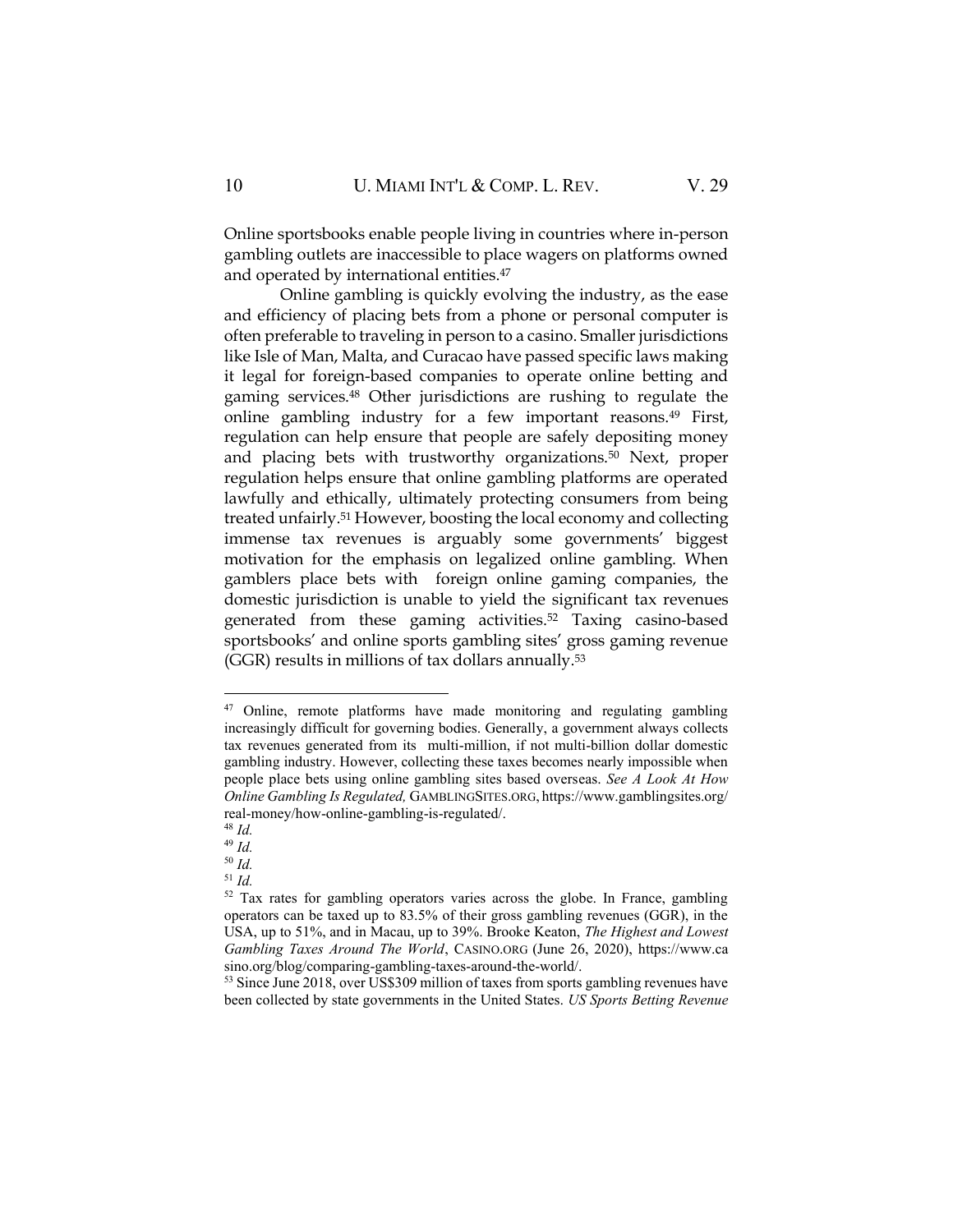Online sportsbooks enable people living in countries where in-person gambling outlets are inaccessible to place wagers on platforms owned and operated by international entities.[47]

Online gambling is quickly evolving the industry, as the ease and efficiency of placing bets from a phone or personal computer is often preferable to traveling in person to a casino. Smaller jurisdictions like Isle of Man, Malta, and Curacao have passed specific laws making it legal for foreign-based companies to operate online betting and gaming services.[48] Other jurisdictions are rushing to regulate the online gambling industry for a few important reasons.[49] First, regulation can help ensure that people are safely depositing money and placing bets with trustworthy organizations.[50] Next, proper regulation helps ensure that online gambling platforms are operated lawfully and ethically, ultimately protecting consumers from being treated unfairly.[51] However, boosting the local economy and collecting immense tax revenues is arguably some governments' biggest motivation for the emphasis on legalized online gambling. When gamblers place bets with foreign online gaming companies, the domestic jurisdiction is unable to yield the significant tax revenues generated from these gaming activities.[52] Taxing casino-based sportsbooks' and online sports gambling sites' gross gaming revenue (GGR) results in millions of tax dollars annually.[53]

---

[47] Online, remote platforms have made monitoring and regulating gambling increasingly difficult for governing bodies. Generally, a government always collects tax revenues generated from its multi-million, if not multi-billion dollar domestic gambling industry. However, collecting these taxes becomes nearly impossible when people place bets using online gambling sites based overseas. *See A Look At How Online Gambling Is Regulated,* GAMBLINGSITES.ORG, https://www.gamblingsites.org/real-money/how-online-gambling-is-regulated/.

[48] *Id.*

[49] *Id.*

[50] *Id.*

[51] *Id.*

[52] Tax rates for gambling operators varies across the globe. In France, gambling operators can be taxed up to 83.5% of their gross gambling revenues (GGR), in the USA, up to 51%, and in Macau, up to 39%. Brooke Keaton, *The Highest and Lowest Gambling Taxes Around The World*, CASINO.ORG (June 26, 2020), https://www.casino.org/blog/comparing-gambling-taxes-around-the-world/.

[53] Since June 2018, over US$309 million of taxes from sports gambling revenues have been collected by state governments in the United States. *US Sports Betting Revenue*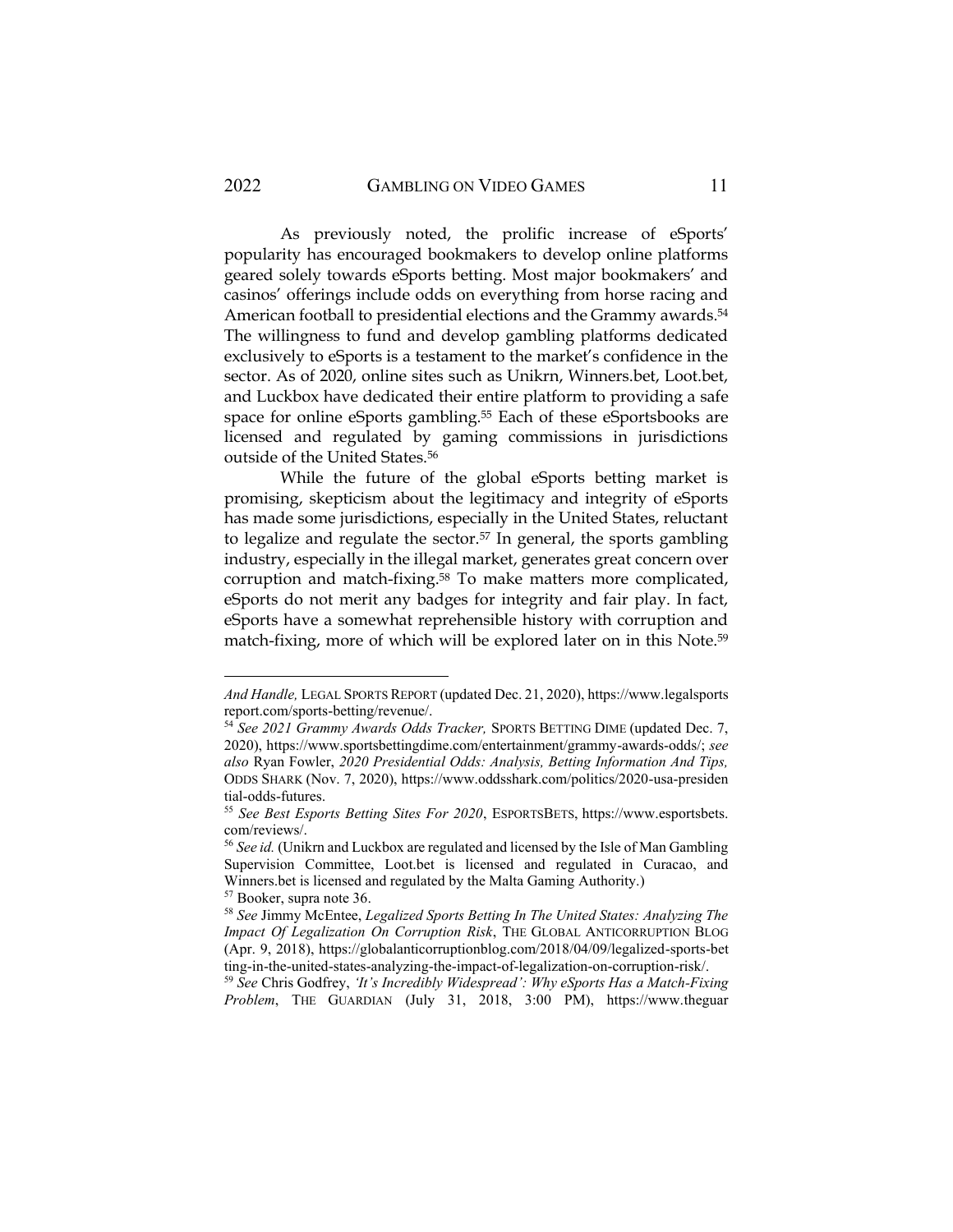As previously noted, the prolific increase of eSports' popularity has encouraged bookmakers to develop online platforms geared solely towards eSports betting. Most major bookmakers' and casinos' offerings include odds on everything from horse racing and American football to presidential elections and the Grammy awards.[54] The willingness to fund and develop gambling platforms dedicated exclusively to eSports is a testament to the market's confidence in the sector. As of 2020, online sites such as Unikrn, Winners.bet, Loot.bet, and Luckbox have dedicated their entire platform to providing a safe space for online eSports gambling.[55] Each of these eSportsbooks are licensed and regulated by gaming commissions in jurisdictions outside of the United States.[56]

While the future of the global eSports betting market is promising, skepticism about the legitimacy and integrity of eSports has made some jurisdictions, especially in the United States, reluctant to legalize and regulate the sector.[57] In general, the sports gambling industry, especially in the illegal market, generates great concern over corruption and match-fixing.[58] To make matters more complicated, eSports do not merit any badges for integrity and fair play. In fact, eSports have a somewhat reprehensible history with corruption and match-fixing, more of which will be explored later on in this Note.[59]

---

*And Handle,* LEGAL SPORTS REPORT (updated Dec. 21, 2020), https://www.legalsportsreport.com/sports-betting/revenue/.

[54] *See 2021 Grammy Awards Odds Tracker,* SPORTS BETTING DIME (updated Dec. 7, 2020), https://www.sportsbettingdime.com/entertainment/grammy-awards-odds/; *see also* Ryan Fowler, *2020 Presidential Odds: Analysis, Betting Information And Tips,* ODDS SHARK (Nov. 7, 2020), https://www.oddsshark.com/politics/2020-usa-presidential-odds-futures.

[55] *See Best Esports Betting Sites For 2020*, ESPORTSBETS, https://www.esportsbets.com/reviews/.

[56] *See id.* (Unikrn and Luckbox are regulated and licensed by the Isle of Man Gambling Supervision Committee, Loot.bet is licensed and regulated in Curacao, and Winners.bet is licensed and regulated by the Malta Gaming Authority.)

[57] Booker, supra note 36.

[58] *See* Jimmy McEntee, *Legalized Sports Betting In The United States: Analyzing The Impact Of Legalization On Corruption Risk*, THE GLOBAL ANTICORRUPTION BLOG (Apr. 9, 2018), https://globalanticorruptionblog.com/2018/04/09/legalized-sports-betting-in-the-united-states-analyzing-the-impact-of-legalization-on-corruption-risk/.

[59] *See* Chris Godfrey, *'It's Incredibly Widespread': Why eSports Has a Match-Fixing Problem*, THE GUARDIAN (July 31, 2018, 3:00 PM), https://www.theguar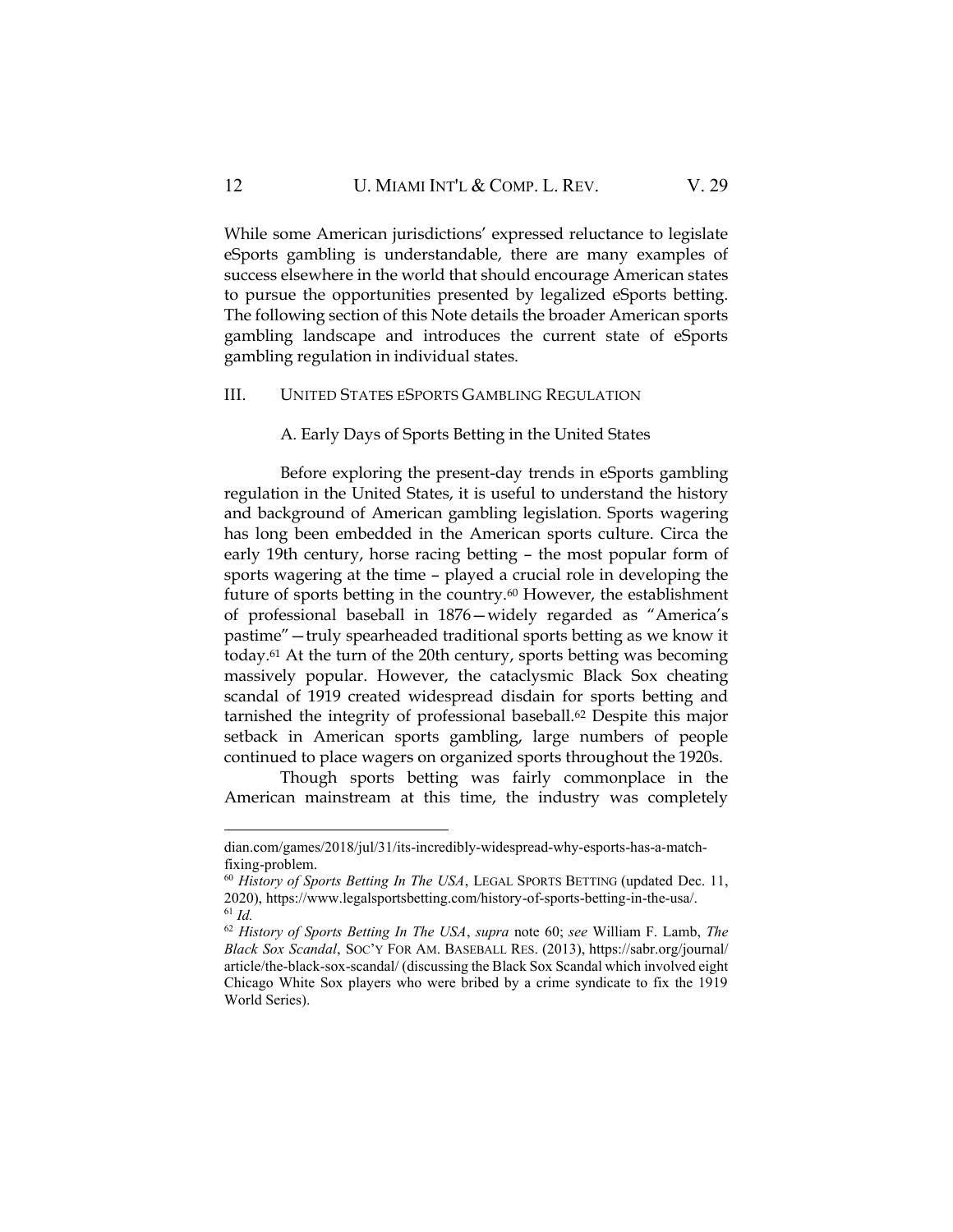While some American jurisdictions' expressed reluctance to legislate eSports gambling is understandable, there are many examples of success elsewhere in the world that should encourage American states to pursue the opportunities presented by legalized eSports betting. The following section of this Note details the broader American sports gambling landscape and introduces the current state of eSports gambling regulation in individual states.

## III. UNITED STATES ESPORTS GAMBLING REGULATION

### A. Early Days of Sports Betting in the United States

Before exploring the present-day trends in eSports gambling regulation in the United States, it is useful to understand the history and background of American gambling legislation. Sports wagering has long been embedded in the American sports culture. Circa the early 19th century, horse racing betting – the most popular form of sports wagering at the time – played a crucial role in developing the future of sports betting in the country.[60] However, the establishment of professional baseball in 1876—widely regarded as "America's pastime"—truly spearheaded traditional sports betting as we know it today.[61] At the turn of the 20th century, sports betting was becoming massively popular. However, the cataclysmic Black Sox cheating scandal of 1919 created widespread disdain for sports betting and tarnished the integrity of professional baseball.[62] Despite this major setback in American sports gambling, large numbers of people continued to place wagers on organized sports throughout the 1920s.

Though sports betting was fairly commonplace in the American mainstream at this time, the industry was completely

---

dian.com/games/2018/jul/31/its-incredibly-widespread-why-esports-has-a-match-fixing-problem.

[60] *History of Sports Betting In The USA*, LEGAL SPORTS BETTING (updated Dec. 11, 2020), https://www.legalsportsbetting.com/history-of-sports-betting-in-the-usa/.

[61] *Id.*

[62] *History of Sports Betting In The USA*, *supra* note 60; *see* William F. Lamb, *The Black Sox Scandal*, SOC'Y FOR AM. BASEBALL RES. (2013), https://sabr.org/journal/article/the-black-sox-scandal/ (discussing the Black Sox Scandal which involved eight Chicago White Sox players who were bribed by a crime syndicate to fix the 1919 World Series).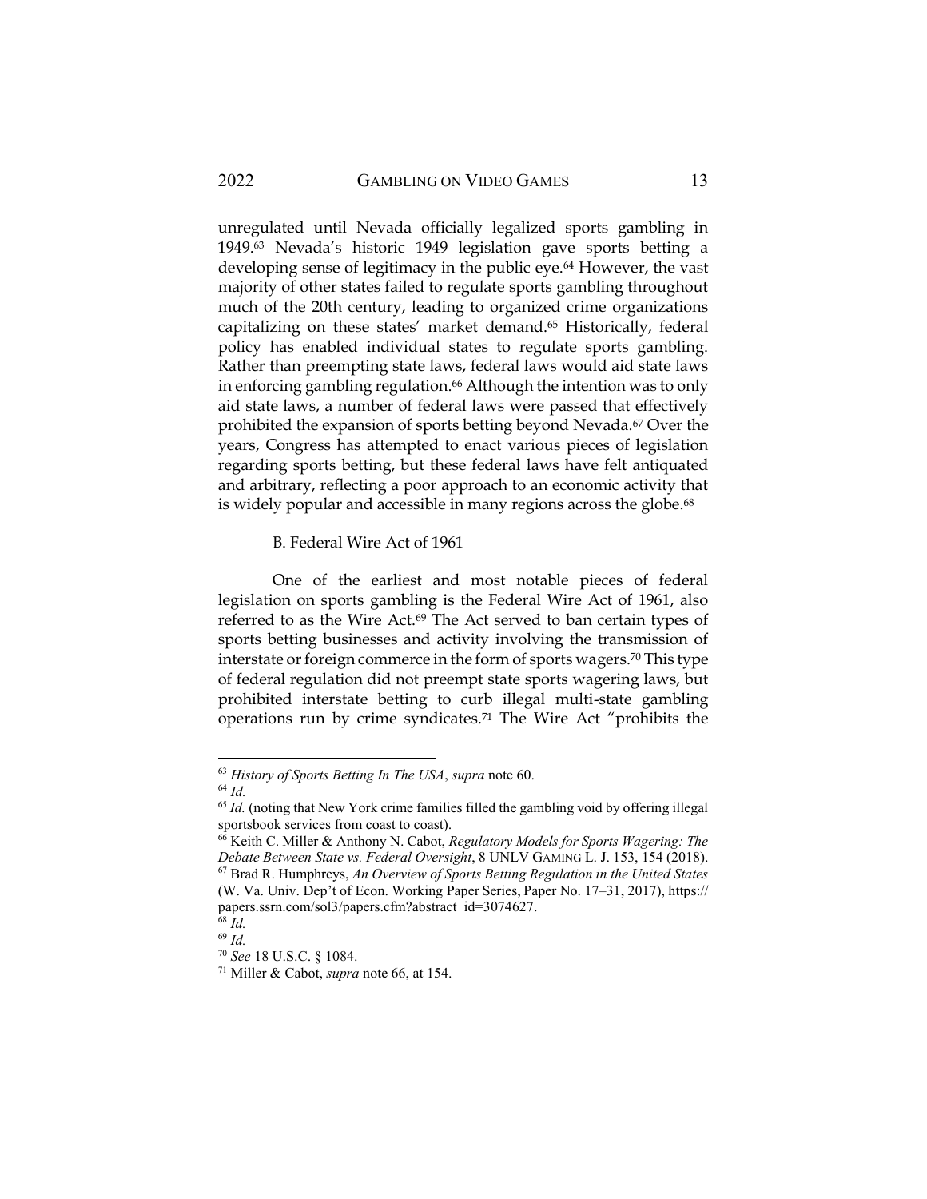unregulated until Nevada officially legalized sports gambling in 1949.[63] Nevada's historic 1949 legislation gave sports betting a developing sense of legitimacy in the public eye.[64] However, the vast majority of other states failed to regulate sports gambling throughout much of the 20th century, leading to organized crime organizations capitalizing on these states' market demand.[65] Historically, federal policy has enabled individual states to regulate sports gambling. Rather than preempting state laws, federal laws would aid state laws in enforcing gambling regulation.[66] Although the intention was to only aid state laws, a number of federal laws were passed that effectively prohibited the expansion of sports betting beyond Nevada.[67] Over the years, Congress has attempted to enact various pieces of legislation regarding sports betting, but these federal laws have felt antiquated and arbitrary, reflecting a poor approach to an economic activity that is widely popular and accessible in many regions across the globe.[68]

### B. Federal Wire Act of 1961

One of the earliest and most notable pieces of federal legislation on sports gambling is the Federal Wire Act of 1961, also referred to as the Wire Act.[69] The Act served to ban certain types of sports betting businesses and activity involving the transmission of interstate or foreign commerce in the form of sports wagers.[70] This type of federal regulation did not preempt state sports wagering laws, but prohibited interstate betting to curb illegal multi-state gambling operations run by crime syndicates.[71] The Wire Act "prohibits the

---

[63] *History of Sports Betting In The USA*, *supra* note 60.

[64] *Id.*

[65] *Id.* (noting that New York crime families filled the gambling void by offering illegal sportsbook services from coast to coast).

[66] Keith C. Miller & Anthony N. Cabot, *Regulatory Models for Sports Wagering: The Debate Between State vs. Federal Oversight*, 8 UNLV GAMING L. J. 153, 154 (2018).

[67] Brad R. Humphreys, *An Overview of Sports Betting Regulation in the United States* (W. Va. Univ. Dep't of Econ. Working Paper Series, Paper No. 17–31, 2017), https://papers.ssrn.com/sol3/papers.cfm?abstract_id=3074627.

[68] *Id.*

[69] *Id.*

[70] *See* 18 U.S.C. § 1084.

[71] Miller & Cabot, *supra* note 66, at 154.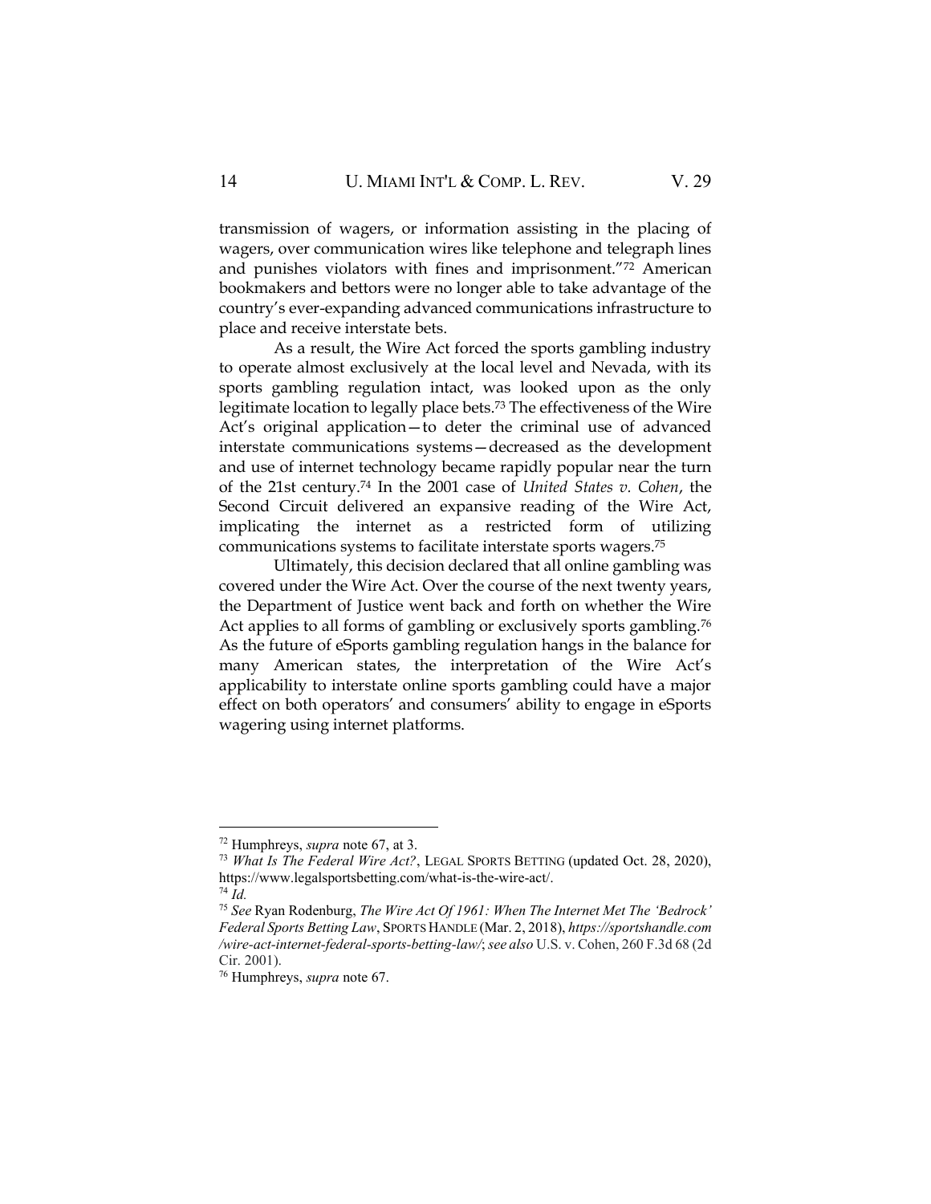transmission of wagers, or information assisting in the placing of wagers, over communication wires like telephone and telegraph lines and punishes violators with fines and imprisonment."[72] American bookmakers and bettors were no longer able to take advantage of the country's ever-expanding advanced communications infrastructure to place and receive interstate bets.

As a result, the Wire Act forced the sports gambling industry to operate almost exclusively at the local level and Nevada, with its sports gambling regulation intact, was looked upon as the only legitimate location to legally place bets.[73] The effectiveness of the Wire Act's original application—to deter the criminal use of advanced interstate communications systems—decreased as the development and use of internet technology became rapidly popular near the turn of the 21st century.[74] In the 2001 case of *United States v. Cohen*, the Second Circuit delivered an expansive reading of the Wire Act, implicating the internet as a restricted form of utilizing communications systems to facilitate interstate sports wagers.[75]

Ultimately, this decision declared that all online gambling was covered under the Wire Act. Over the course of the next twenty years, the Department of Justice went back and forth on whether the Wire Act applies to all forms of gambling or exclusively sports gambling.[76] As the future of eSports gambling regulation hangs in the balance for many American states, the interpretation of the Wire Act's applicability to interstate online sports gambling could have a major effect on both operators' and consumers' ability to engage in eSports wagering using internet platforms.

---

[72] Humphreys, *supra* note 67, at 3.

[73] *What Is The Federal Wire Act?*, LEGAL SPORTS BETTING (updated Oct. 28, 2020), https://www.legalsportsbetting.com/what-is-the-wire-act/.

[74] *Id.*

[75] *See* Ryan Rodenburg, *The Wire Act Of 1961: When The Internet Met The 'Bedrock' Federal Sports Betting Law*, SPORTS HANDLE (Mar. 2, 2018), *https://sportshandle.com/wire-act-internet-federal-sports-betting-law/*; *see also* U.S. v. Cohen, 260 F.3d 68 (2d Cir. 2001).

[76] Humphreys, *supra* note 67.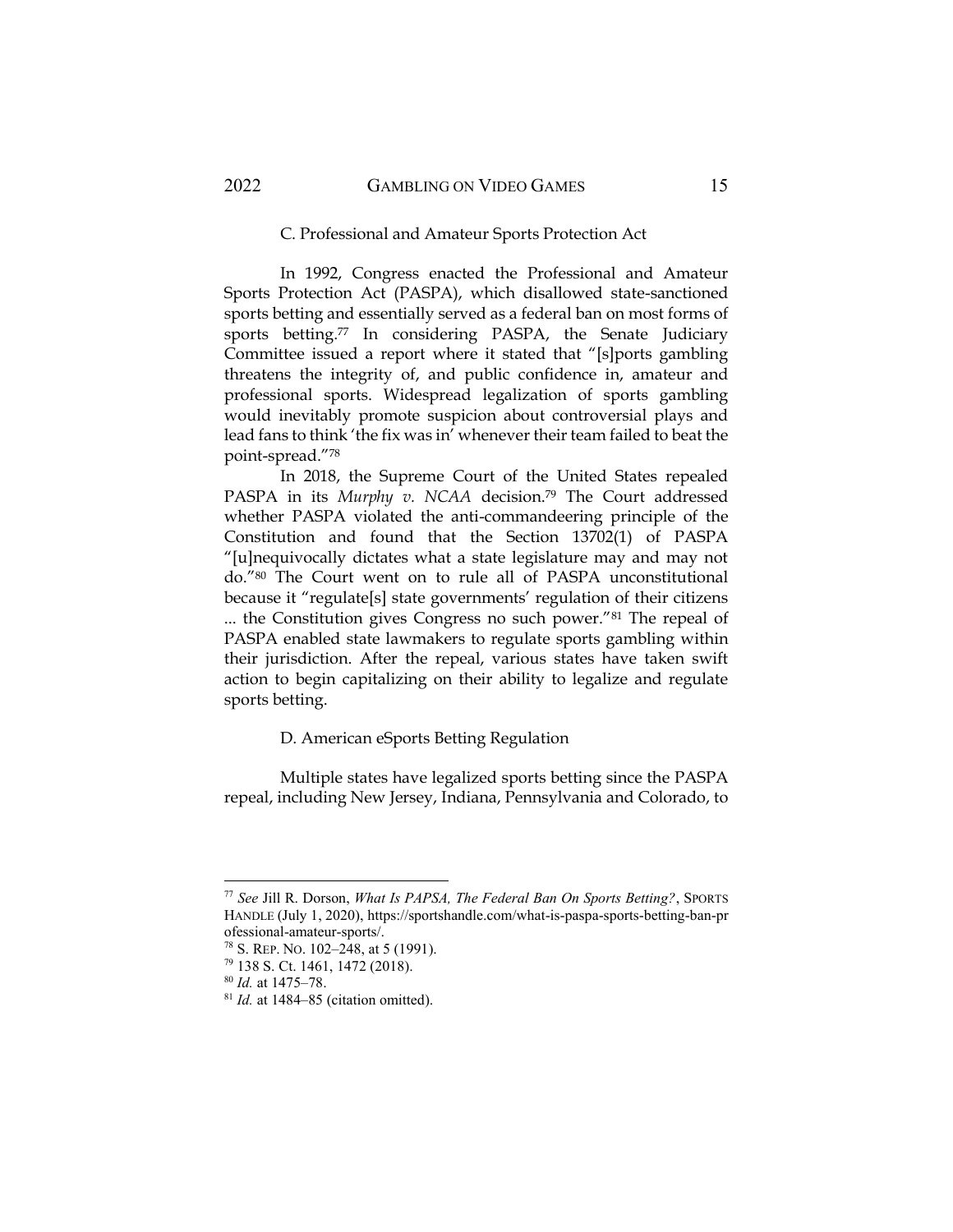### C. Professional and Amateur Sports Protection Act

In 1992, Congress enacted the Professional and Amateur Sports Protection Act (PASPA), which disallowed state-sanctioned sports betting and essentially served as a federal ban on most forms of sports betting.[77] In considering PASPA, the Senate Judiciary Committee issued a report where it stated that "[s]ports gambling threatens the integrity of, and public confidence in, amateur and professional sports. Widespread legalization of sports gambling would inevitably promote suspicion about controversial plays and lead fans to think 'the fix was in' whenever their team failed to beat the point-spread."[78]

In 2018, the Supreme Court of the United States repealed PASPA in its *Murphy v. NCAA* decision.[79] The Court addressed whether PASPA violated the anti-commandeering principle of the Constitution and found that the Section 13702(1) of PASPA "[u]nequivocally dictates what a state legislature may and may not do."[80] The Court went on to rule all of PASPA unconstitutional because it "regulate[s] state governments' regulation of their citizens ... the Constitution gives Congress no such power."[81] The repeal of PASPA enabled state lawmakers to regulate sports gambling within their jurisdiction. After the repeal, various states have taken swift action to begin capitalizing on their ability to legalize and regulate sports betting.

### D. American eSports Betting Regulation

Multiple states have legalized sports betting since the PASPA repeal, including New Jersey, Indiana, Pennsylvania and Colorado, to

---

[77] *See* Jill R. Dorson, *What Is PAPSA, The Federal Ban On Sports Betting?*, SPORTS HANDLE (July 1, 2020), https://sportshandle.com/what-is-paspa-sports-betting-ban-professional-amateur-sports/.

[78] S. REP. NO. 102–248, at 5 (1991).

[79] 138 S. Ct. 1461, 1472 (2018).

[80] *Id.* at 1475–78.

[81] *Id.* at 1484–85 (citation omitted).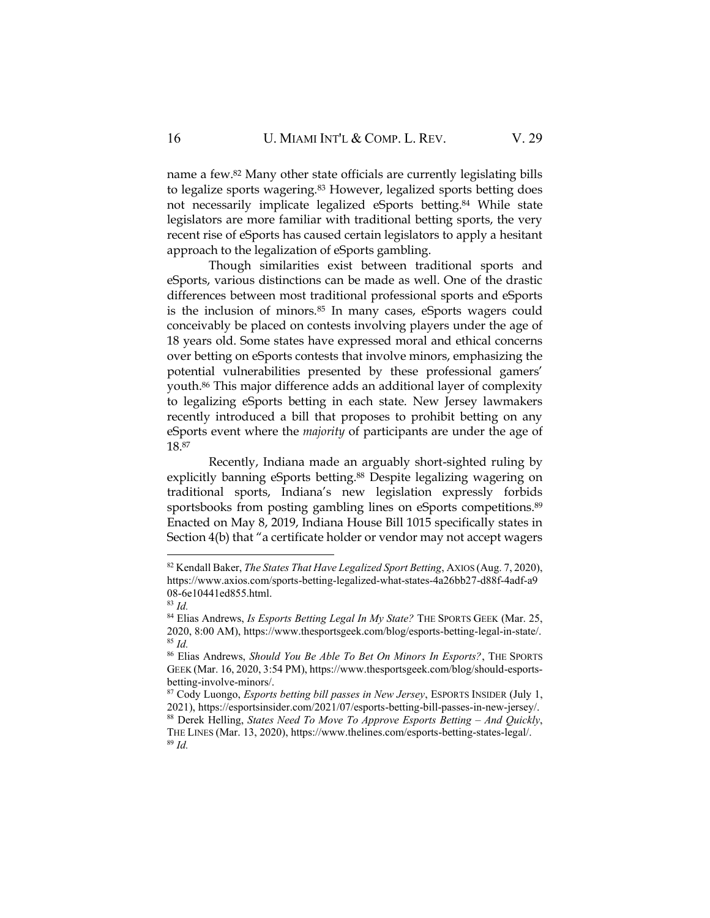name a few.[82] Many other state officials are currently legislating bills to legalize sports wagering.[83] However, legalized sports betting does not necessarily implicate legalized eSports betting.[84] While state legislators are more familiar with traditional betting sports, the very recent rise of eSports has caused certain legislators to apply a hesitant approach to the legalization of eSports gambling.

Though similarities exist between traditional sports and eSports, various distinctions can be made as well. One of the drastic differences between most traditional professional sports and eSports is the inclusion of minors.[85] In many cases, eSports wagers could conceivably be placed on contests involving players under the age of 18 years old. Some states have expressed moral and ethical concerns over betting on eSports contests that involve minors, emphasizing the potential vulnerabilities presented by these professional gamers' youth.[86] This major difference adds an additional layer of complexity to legalizing eSports betting in each state. New Jersey lawmakers recently introduced a bill that proposes to prohibit betting on any eSports event where the *majority* of participants are under the age of 18.[87]

Recently, Indiana made an arguably short-sighted ruling by explicitly banning eSports betting.[88] Despite legalizing wagering on traditional sports, Indiana's new legislation expressly forbids sportsbooks from posting gambling lines on eSports competitions.[89] Enacted on May 8, 2019, Indiana House Bill 1015 specifically states in Section 4(b) that "a certificate holder or vendor may not accept wagers

---

[82] Kendall Baker, *The States That Have Legalized Sport Betting*, AXIOS (Aug. 7, 2020), https://www.axios.com/sports-betting-legalized-what-states-4a26bb27-d88f-4adf-a908-6e10441ed855.html.

[83] *Id.*

[84] Elias Andrews, *Is Esports Betting Legal In My State?* THE SPORTS GEEK (Mar. 25, 2020, 8:00 AM), https://www.thesportsgeek.com/blog/esports-betting-legal-in-state/.

[85] *Id.*

[86] Elias Andrews, *Should You Be Able To Bet On Minors In Esports?*, THE SPORTS GEEK (Mar. 16, 2020, 3:54 PM), https://www.thesportsgeek.com/blog/should-esports-betting-involve-minors/.

[87] Cody Luongo, *Esports betting bill passes in New Jersey*, ESPORTS INSIDER (July 1, 2021), https://esportsinsider.com/2021/07/esports-betting-bill-passes-in-new-jersey/.

[88] Derek Helling, *States Need To Move To Approve Esports Betting – And Quickly*, THE LINES (Mar. 13, 2020), https://www.thelines.com/esports-betting-states-legal/.

[89] *Id.*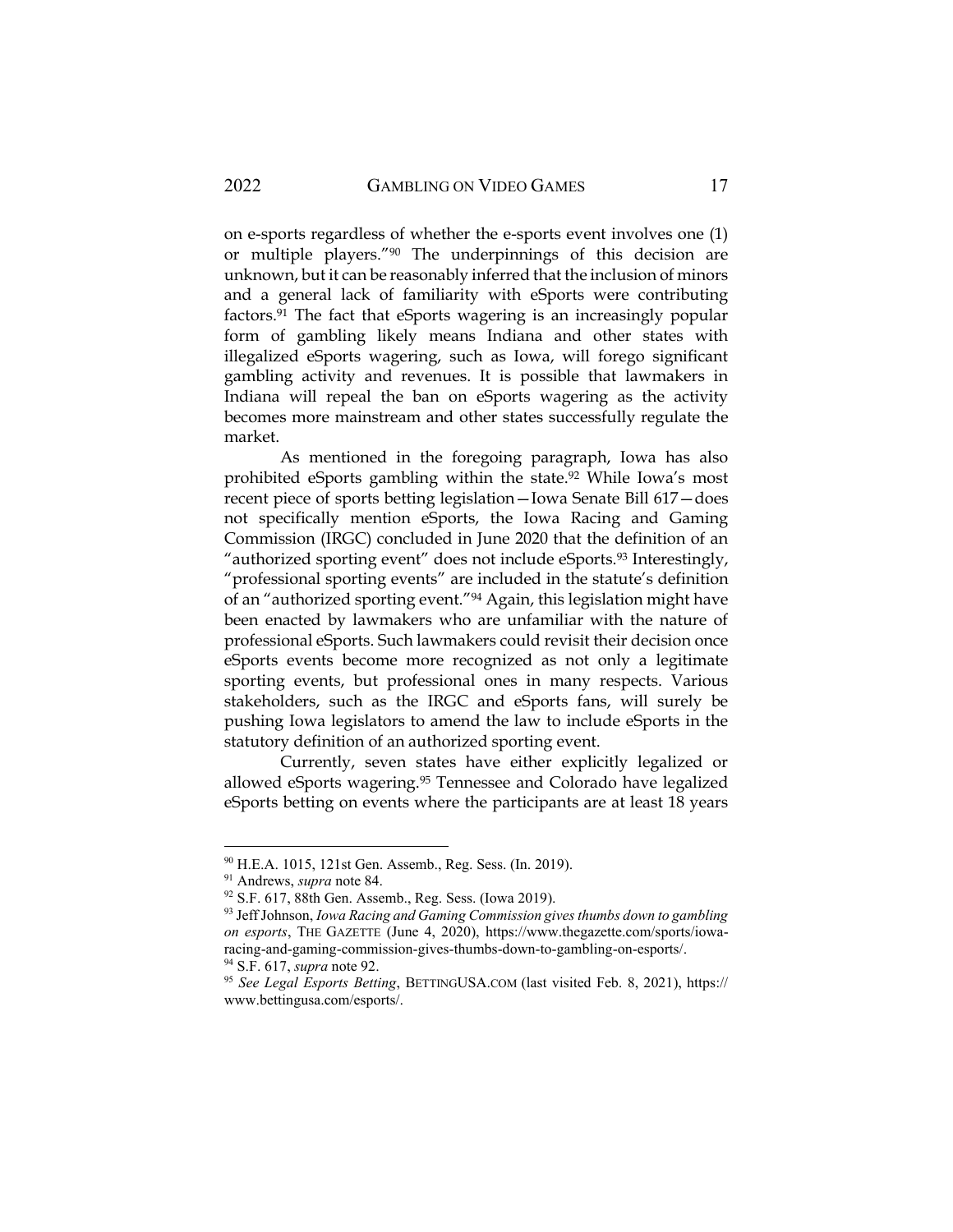on e-sports regardless of whether the e-sports event involves one (1) or multiple players."[90] The underpinnings of this decision are unknown, but it can be reasonably inferred that the inclusion of minors and a general lack of familiarity with eSports were contributing factors.[91] The fact that eSports wagering is an increasingly popular form of gambling likely means Indiana and other states with illegalized eSports wagering, such as Iowa, will forego significant gambling activity and revenues. It is possible that lawmakers in Indiana will repeal the ban on eSports wagering as the activity becomes more mainstream and other states successfully regulate the market.

As mentioned in the foregoing paragraph, Iowa has also prohibited eSports gambling within the state.[92] While Iowa's most recent piece of sports betting legislation—Iowa Senate Bill 617—does not specifically mention eSports, the Iowa Racing and Gaming Commission (IRGC) concluded in June 2020 that the definition of an "authorized sporting event" does not include eSports.[93] Interestingly, "professional sporting events" are included in the statute's definition of an "authorized sporting event."[94] Again, this legislation might have been enacted by lawmakers who are unfamiliar with the nature of professional eSports. Such lawmakers could revisit their decision once eSports events become more recognized as not only a legitimate sporting events, but professional ones in many respects. Various stakeholders, such as the IRGC and eSports fans, will surely be pushing Iowa legislators to amend the law to include eSports in the statutory definition of an authorized sporting event.

Currently, seven states have either explicitly legalized or allowed eSports wagering.[95] Tennessee and Colorado have legalized eSports betting on events where the participants are at least 18 years

---

[90] H.E.A. 1015, 121st Gen. Assemb., Reg. Sess. (In. 2019).

[91] Andrews, *supra* note 84.

[92] S.F. 617, 88th Gen. Assemb., Reg. Sess. (Iowa 2019).

[93] Jeff Johnson, *Iowa Racing and Gaming Commission gives thumbs down to gambling on esports*, THE GAZETTE (June 4, 2020), https://www.thegazette.com/sports/iowa-racing-and-gaming-commission-gives-thumbs-down-to-gambling-on-esports/.

[94] S.F. 617, *supra* note 92.

[95] *See Legal Esports Betting*, BETTINGUSA.COM (last visited Feb. 8, 2021), https://www.bettingusa.com/esports/.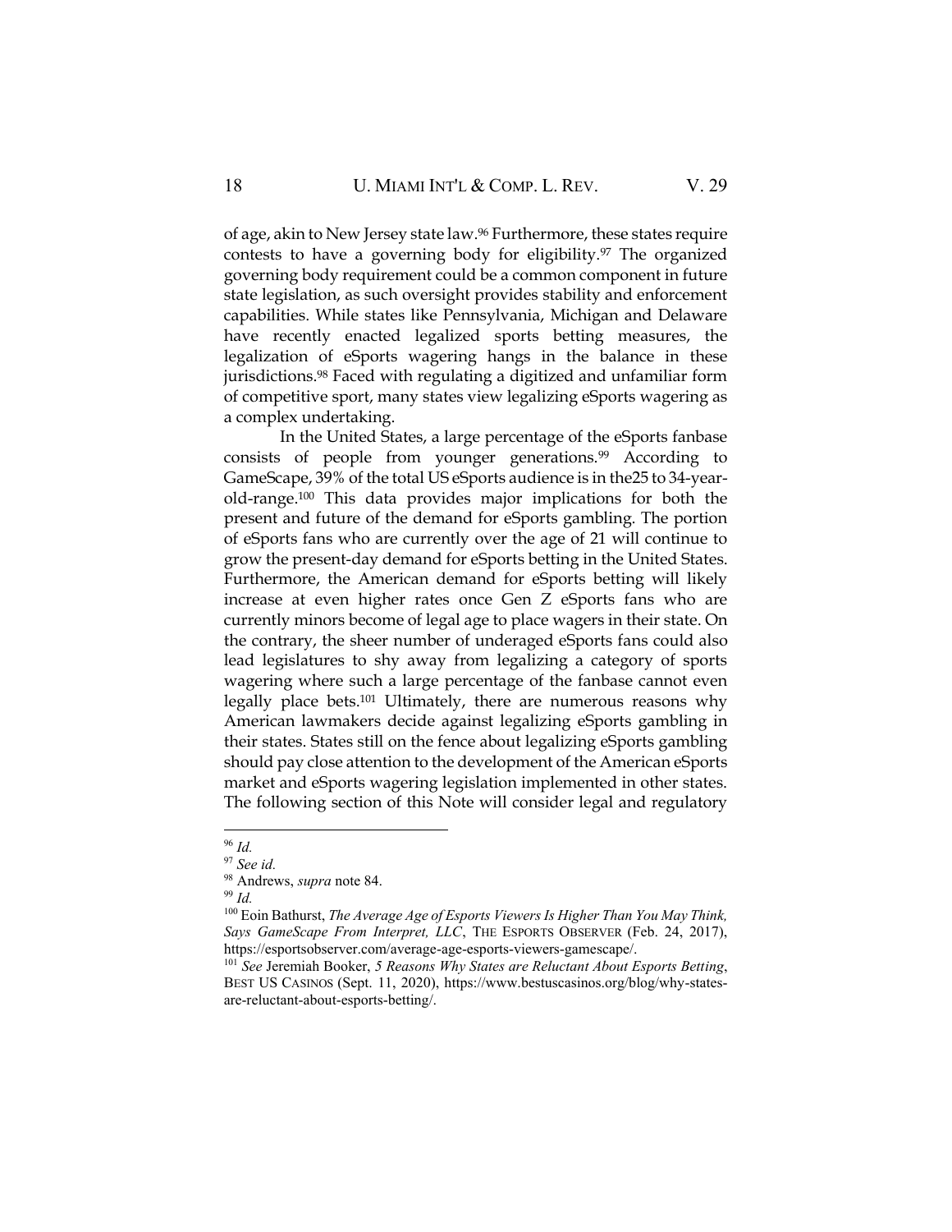of age, akin to New Jersey state law.[96] Furthermore, these states require contests to have a governing body for eligibility.[97] The organized governing body requirement could be a common component in future state legislation, as such oversight provides stability and enforcement capabilities. While states like Pennsylvania, Michigan and Delaware have recently enacted legalized sports betting measures, the legalization of eSports wagering hangs in the balance in these jurisdictions.[98] Faced with regulating a digitized and unfamiliar form of competitive sport, many states view legalizing eSports wagering as a complex undertaking.

In the United States, a large percentage of the eSports fanbase consists of people from younger generations.[99] According to GameScape, 39% of the total US eSports audience is in the25 to 34-year-old-range.[100] This data provides major implications for both the present and future of the demand for eSports gambling. The portion of eSports fans who are currently over the age of 21 will continue to grow the present-day demand for eSports betting in the United States. Furthermore, the American demand for eSports betting will likely increase at even higher rates once Gen Z eSports fans who are currently minors become of legal age to place wagers in their state. On the contrary, the sheer number of underaged eSports fans could also lead legislatures to shy away from legalizing a category of sports wagering where such a large percentage of the fanbase cannot even legally place bets.[101] Ultimately, there are numerous reasons why American lawmakers decide against legalizing eSports gambling in their states. States still on the fence about legalizing eSports gambling should pay close attention to the development of the American eSports market and eSports wagering legislation implemented in other states. The following section of this Note will consider legal and regulatory

---

[96] *Id.*

[97] *See id.*

[98] Andrews, *supra* note 84.

[99] *Id.*

[100] Eoin Bathurst, *The Average Age of Esports Viewers Is Higher Than You May Think, Says GameScape From Interpret, LLC*, THE ESPORTS OBSERVER (Feb. 24, 2017), https://esportsobserver.com/average-age-esports-viewers-gamescape/.

[101] *See* Jeremiah Booker, *5 Reasons Why States are Reluctant About Esports Betting*, BEST US CASINOS (Sept. 11, 2020), https://www.bestuscasinos.org/blog/why-states-are-reluctant-about-esports-betting/.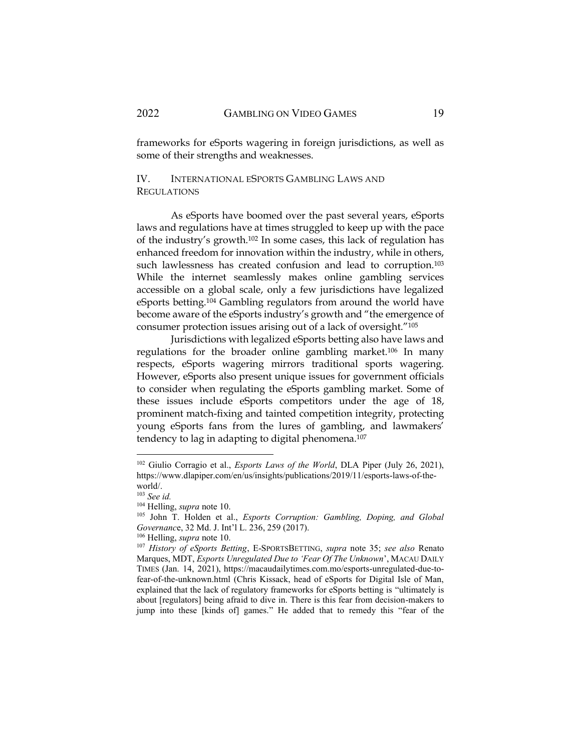frameworks for eSports wagering in foreign jurisdictions, as well as some of their strengths and weaknesses.

## IV. INTERNATIONAL ESPORTS GAMBLING LAWS AND REGULATIONS

As eSports have boomed over the past several years, eSports laws and regulations have at times struggled to keep up with the pace of the industry's growth.[102] In some cases, this lack of regulation has enhanced freedom for innovation within the industry, while in others, such lawlessness has created confusion and lead to corruption.[103] While the internet seamlessly makes online gambling services accessible on a global scale, only a few jurisdictions have legalized eSports betting.[104] Gambling regulators from around the world have become aware of the eSports industry's growth and "the emergence of consumer protection issues arising out of a lack of oversight."[105]

Jurisdictions with legalized eSports betting also have laws and regulations for the broader online gambling market.[106] In many respects, eSports wagering mirrors traditional sports wagering. However, eSports also present unique issues for government officials to consider when regulating the eSports gambling market. Some of these issues include eSports competitors under the age of 18, prominent match-fixing and tainted competition integrity, protecting young eSports fans from the lures of gambling, and lawmakers' tendency to lag in adapting to digital phenomena.[107]

---

[102] Giulio Corragio et al., *Esports Laws of the World*, DLA Piper (July 26, 2021), https://www.dlapiper.com/en/us/insights/publications/2019/11/esports-laws-of-the-world/.

[103] *See id.*

[104] Helling, *supra* note 10.

[105] John T. Holden et al., *Esports Corruption: Gambling, Doping, and Global Governance*, 32 Md. J. Int'l L. 236, 259 (2017).

[106] Helling, *supra* note 10.

[107] *History of eSports Betting*, E-SPORTSBETTING, *supra* note 35; *see also* Renato Marques, MDT, *Esports Unregulated Due to 'Fear Of The Unknown'*, MACAU DAILY TIMES (Jan. 14, 2021), https://macaudailytimes.com.mo/esports-unregulated-due-to-fear-of-the-unknown.html (Chris Kissack, head of eSports for Digital Isle of Man, explained that the lack of regulatory frameworks for eSports betting is "ultimately is about [regulators] being afraid to dive in. There is this fear from decision-makers to jump into these [kinds of] games." He added that to remedy this "fear of the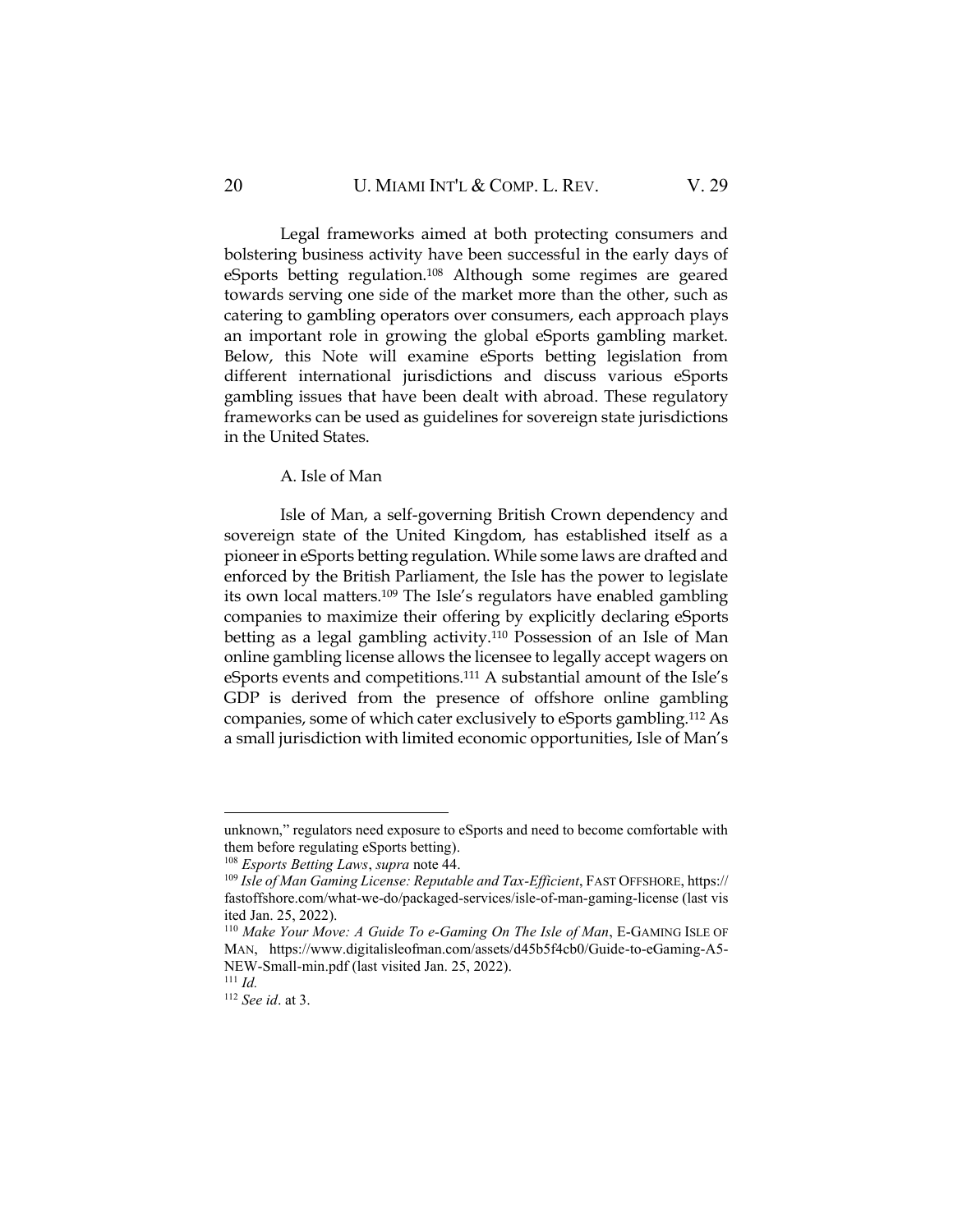Legal frameworks aimed at both protecting consumers and bolstering business activity have been successful in the early days of eSports betting regulation.[108] Although some regimes are geared towards serving one side of the market more than the other, such as catering to gambling operators over consumers, each approach plays an important role in growing the global eSports gambling market. Below, this Note will examine eSports betting legislation from different international jurisdictions and discuss various eSports gambling issues that have been dealt with abroad. These regulatory frameworks can be used as guidelines for sovereign state jurisdictions in the United States.

### A. Isle of Man

Isle of Man, a self-governing British Crown dependency and sovereign state of the United Kingdom, has established itself as a pioneer in eSports betting regulation. While some laws are drafted and enforced by the British Parliament, the Isle has the power to legislate its own local matters.[109] The Isle's regulators have enabled gambling companies to maximize their offering by explicitly declaring eSports betting as a legal gambling activity.[110] Possession of an Isle of Man online gambling license allows the licensee to legally accept wagers on eSports events and competitions.[111] A substantial amount of the Isle's GDP is derived from the presence of offshore online gambling companies, some of which cater exclusively to eSports gambling.[112] As a small jurisdiction with limited economic opportunities, Isle of Man's

---

unknown," regulators need exposure to eSports and need to become comfortable with them before regulating eSports betting).

[108] *Esports Betting Laws*, *supra* note 44.

[109] *Isle of Man Gaming License: Reputable and Tax-Efficient*, FAST OFFSHORE, https://fastoffshore.com/what-we-do/packaged-services/isle-of-man-gaming-license (last visited Jan. 25, 2022).

[110] *Make Your Move: A Guide To e-Gaming On The Isle of Man*, E-GAMING ISLE OF MAN, https://www.digitalisleofman.com/assets/d45b5f4cb0/Guide-to-eGaming-A5-NEW-Small-min.pdf (last visited Jan. 25, 2022).

[111] *Id.*

[112] *See id*. at 3.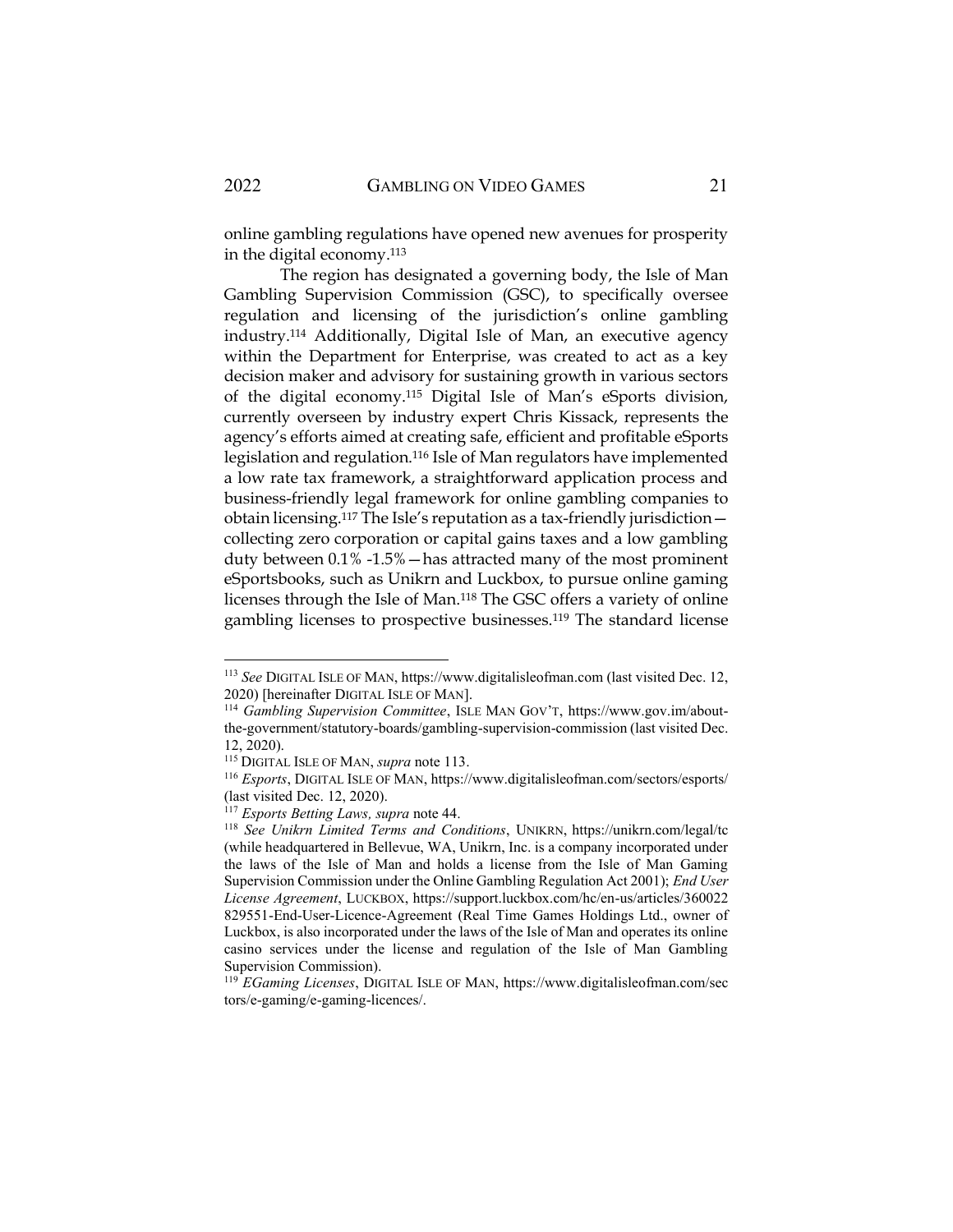online gambling regulations have opened new avenues for prosperity in the digital economy.[113]

The region has designated a governing body, the Isle of Man Gambling Supervision Commission (GSC), to specifically oversee regulation and licensing of the jurisdiction's online gambling industry.[114] Additionally, Digital Isle of Man, an executive agency within the Department for Enterprise, was created to act as a key decision maker and advisory for sustaining growth in various sectors of the digital economy.[115] Digital Isle of Man's eSports division, currently overseen by industry expert Chris Kissack, represents the agency's efforts aimed at creating safe, efficient and profitable eSports legislation and regulation.[116] Isle of Man regulators have implemented a low rate tax framework, a straightforward application process and business-friendly legal framework for online gambling companies to obtain licensing.[117] The Isle's reputation as a tax-friendly jurisdiction—collecting zero corporation or capital gains taxes and a low gambling duty between 0.1% -1.5%—has attracted many of the most prominent eSportsbooks, such as Unikrn and Luckbox, to pursue online gaming licenses through the Isle of Man.[118] The GSC offers a variety of online gambling licenses to prospective businesses.[119] The standard license

---

[113] *See* DIGITAL ISLE OF MAN, https://www.digitalisleofman.com (last visited Dec. 12, 2020) [hereinafter DIGITAL ISLE OF MAN].

[114] *Gambling Supervision Committee*, ISLE MAN GOV'T, https://www.gov.im/about-the-government/statutory-boards/gambling-supervision-commission (last visited Dec. 12, 2020).

[115] DIGITAL ISLE OF MAN, *supra* note 113.

[116] *Esports*, DIGITAL ISLE OF MAN, https://www.digitalisleofman.com/sectors/esports/ (last visited Dec. 12, 2020).

[117] *Esports Betting Laws, supra* note 44.

[118] *See Unikrn Limited Terms and Conditions*, UNIKRN, https://unikrn.com/legal/tc (while headquartered in Bellevue, WA, Unikrn, Inc. is a company incorporated under the laws of the Isle of Man and holds a license from the Isle of Man Gaming Supervision Commission under the Online Gambling Regulation Act 2001); *End User License Agreement*, LUCKBOX, https://support.luckbox.com/hc/en-us/articles/360022829551-End-User-Licence-Agreement (Real Time Games Holdings Ltd., owner of Luckbox, is also incorporated under the laws of the Isle of Man and operates its online casino services under the license and regulation of the Isle of Man Gambling Supervision Commission).

[119] *EGaming Licenses*, DIGITAL ISLE OF MAN, https://www.digitalisleofman.com/sectors/e-gaming/e-gaming-licences/.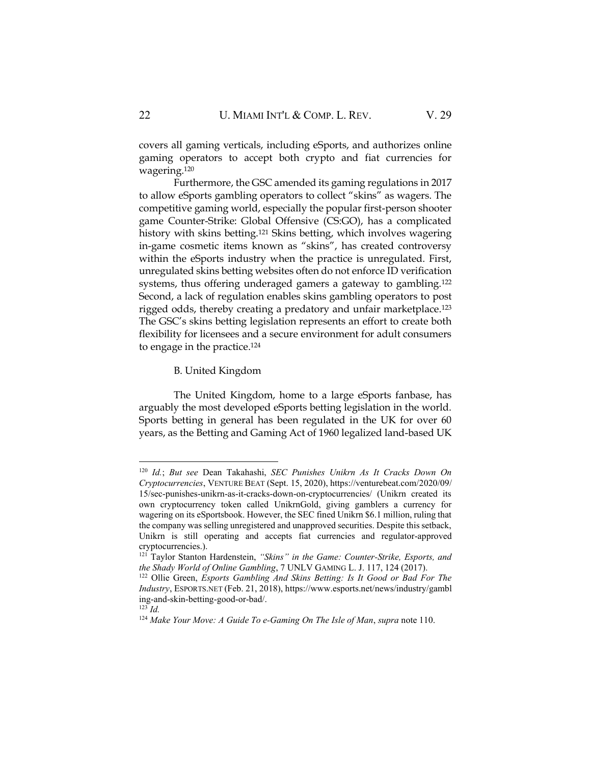covers all gaming verticals, including eSports, and authorizes online gaming operators to accept both crypto and fiat currencies for wagering.[120]

Furthermore, the GSC amended its gaming regulations in 2017 to allow eSports gambling operators to collect "skins" as wagers. The competitive gaming world, especially the popular first-person shooter game Counter-Strike: Global Offensive (CS:GO), has a complicated history with skins betting.[121] Skins betting, which involves wagering in-game cosmetic items known as "skins", has created controversy within the eSports industry when the practice is unregulated. First, unregulated skins betting websites often do not enforce ID verification systems, thus offering underaged gamers a gateway to gambling.[122] Second, a lack of regulation enables skins gambling operators to post rigged odds, thereby creating a predatory and unfair marketplace.[123] The GSC's skins betting legislation represents an effort to create both flexibility for licensees and a secure environment for adult consumers to engage in the practice.[124]

### B. United Kingdom

The United Kingdom, home to a large eSports fanbase, has arguably the most developed eSports betting legislation in the world. Sports betting in general has been regulated in the UK for over 60 years, as the Betting and Gaming Act of 1960 legalized land-based UK

---

[120] *Id.*; *But see* Dean Takahashi, *SEC Punishes Unikrn As It Cracks Down On Cryptocurrencies*, VENTURE BEAT (Sept. 15, 2020), https://venturebeat.com/2020/09/15/sec-punishes-unikrn-as-it-cracks-down-on-cryptocurrencies/ (Unikrn created its own cryptocurrency token called UnikrnGold, giving gamblers a currency for wagering on its eSportsbook. However, the SEC fined Unikrn $6.1 million, ruling that the company was selling unregistered and unapproved securities. Despite this setback, Unikrn is still operating and accepts fiat currencies and regulator-approved cryptocurrencies.).

[121] Taylor Stanton Hardenstein, *"Skins" in the Game: Counter-Strike, Esports, and the Shady World of Online Gambling*, 7 UNLV GAMING L. J. 117, 124 (2017).

[122] Ollie Green, *Esports Gambling And Skins Betting: Is It Good or Bad For The Industry*, ESPORTS.NET (Feb. 21, 2018), https://www.esports.net/news/industry/gambling-and-skin-betting-good-or-bad/.

[123] *Id.*

[124] *Make Your Move: A Guide To e-Gaming On The Isle of Man*, *supra* note 110.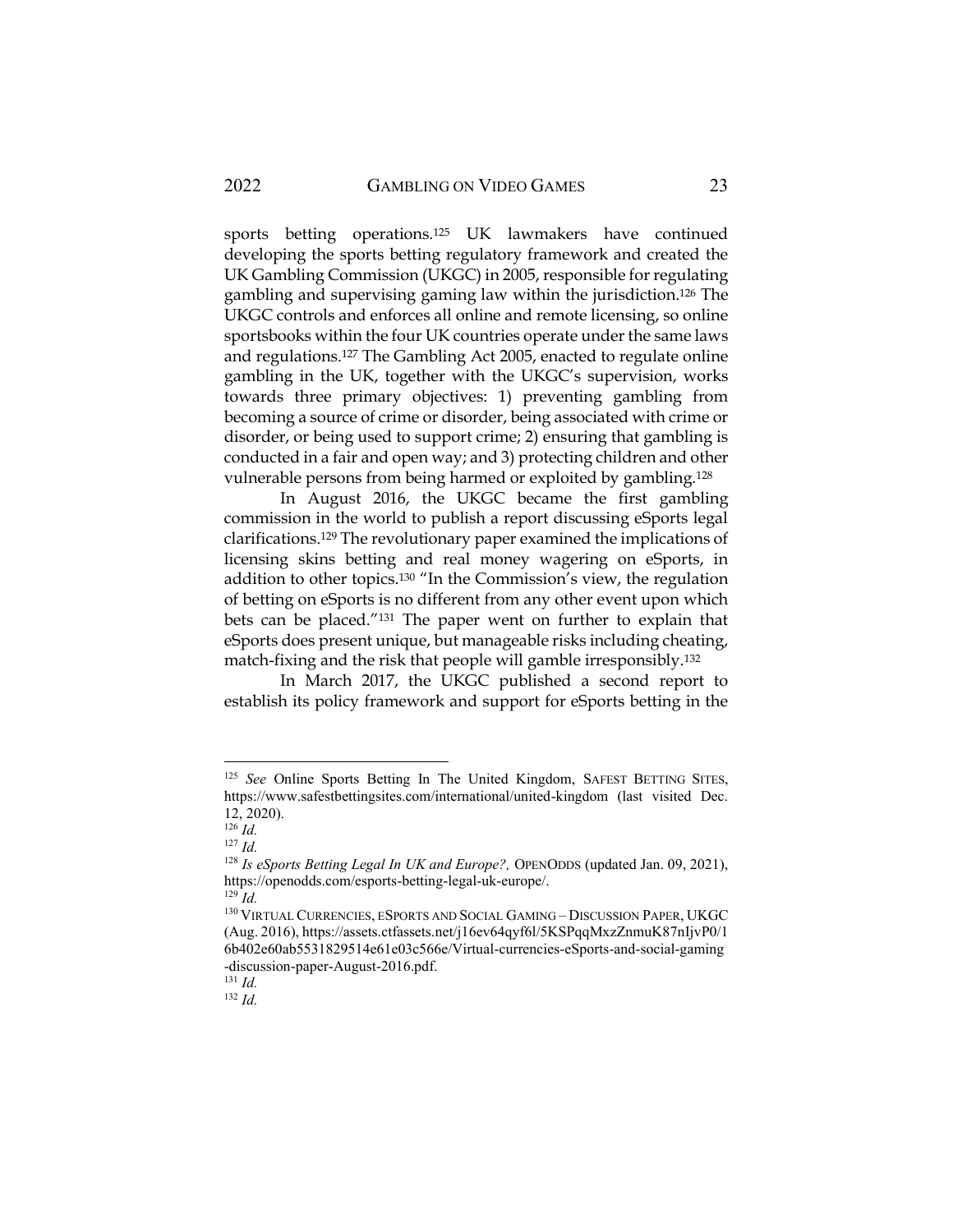sports betting operations.[125] UK lawmakers have continued developing the sports betting regulatory framework and created the UK Gambling Commission (UKGC) in 2005, responsible for regulating gambling and supervising gaming law within the jurisdiction.[126] The UKGC controls and enforces all online and remote licensing, so online sportsbooks within the four UK countries operate under the same laws and regulations.[127] The Gambling Act 2005, enacted to regulate online gambling in the UK, together with the UKGC's supervision, works towards three primary objectives: 1) preventing gambling from becoming a source of crime or disorder, being associated with crime or disorder, or being used to support crime; 2) ensuring that gambling is conducted in a fair and open way; and 3) protecting children and other vulnerable persons from being harmed or exploited by gambling.[128]

In August 2016, the UKGC became the first gambling commission in the world to publish a report discussing eSports legal clarifications.[129] The revolutionary paper examined the implications of licensing skins betting and real money wagering on eSports, in addition to other topics.[130] "In the Commission's view, the regulation of betting on eSports is no different from any other event upon which bets can be placed."[131] The paper went on further to explain that eSports does present unique, but manageable risks including cheating, match-fixing and the risk that people will gamble irresponsibly.[132]

In March 2017, the UKGC published a second report to establish its policy framework and support for eSports betting in the

---

[125] *See* Online Sports Betting In The United Kingdom, SAFEST BETTING SITES, https://www.safestbettingsites.com/international/united-kingdom (last visited Dec. 12, 2020).

[126] *Id.*

[127] *Id.*

[128] *Is eSports Betting Legal In UK and Europe?,* OPENODDS (updated Jan. 09, 2021), https://openodds.com/esports-betting-legal-uk-europe/.

[129] *Id.*

[130] VIRTUAL CURRENCIES, ESPORTS AND SOCIAL GAMING – DISCUSSION PAPER, UKGC (Aug. 2016), https://assets.ctfassets.net/j16ev64qyf6l/5KSPqqMxzZnmuK87nIjvP0/16b402e60ab5531829514e61e03c566e/Virtual-currencies-eSports-and-social-gaming-discussion-paper-August-2016.pdf.

[131] *Id.*

[132] *Id.*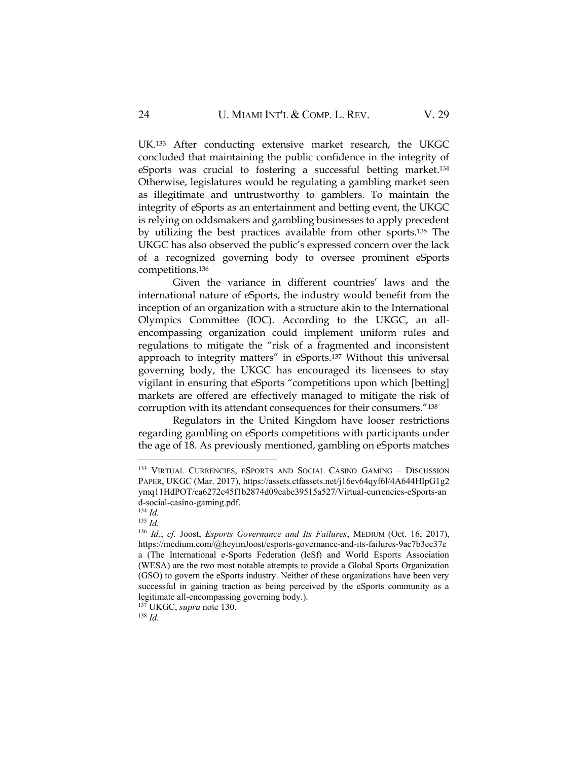UK.[133] After conducting extensive market research, the UKGC concluded that maintaining the public confidence in the integrity of eSports was crucial to fostering a successful betting market.[134] Otherwise, legislatures would be regulating a gambling market seen as illegitimate and untrustworthy to gamblers. To maintain the integrity of eSports as an entertainment and betting event, the UKGC is relying on oddsmakers and gambling businesses to apply precedent by utilizing the best practices available from other sports.[135] The UKGC has also observed the public's expressed concern over the lack of a recognized governing body to oversee prominent eSports competitions.[136]

Given the variance in different countries' laws and the international nature of eSports, the industry would benefit from the inception of an organization with a structure akin to the International Olympics Committee (IOC). According to the UKGC, an all-encompassing organization could implement uniform rules and regulations to mitigate the "risk of a fragmented and inconsistent approach to integrity matters" in eSports.[137] Without this universal governing body, the UKGC has encouraged its licensees to stay vigilant in ensuring that eSports "competitions upon which [betting] markets are offered are effectively managed to mitigate the risk of corruption with its attendant consequences for their consumers."[138]

Regulators in the United Kingdom have looser restrictions regarding gambling on eSports competitions with participants under the age of 18. As previously mentioned, gambling on eSports matches

---

[133] VIRTUAL CURRENCIES, ESPORTS AND SOCIAL CASINO GAMING – DISCUSSION PAPER, UKGC (Mar. 2017), https://assets.ctfassets.net/j16ev64qyf6l/4A644HIpG1g2ymq11HdPOT/ca6272c45f1b2874d09eabe39515a527/Virtual-currencies-eSports-and-social-casino-gaming.pdf.

[134] *Id.*

[135] *Id.*

[136] *Id.*; *cf.* Joost, *Esports Governance and Its Failures*, MEDIUM (Oct. 16, 2017), https://medium.com/@heyimJoost/esports-governance-and-its-failures-9ac7b3ec37ea (The International e-Sports Federation (IeSf) and World Esports Association (WESA) are the two most notable attempts to provide a Global Sports Organization (GSO) to govern the eSports industry. Neither of these organizations have been very successful in gaining traction as being perceived by the eSports community as a legitimate all-encompassing governing body.).

[137] UKGC, *supra* note 130.

[138] *Id.*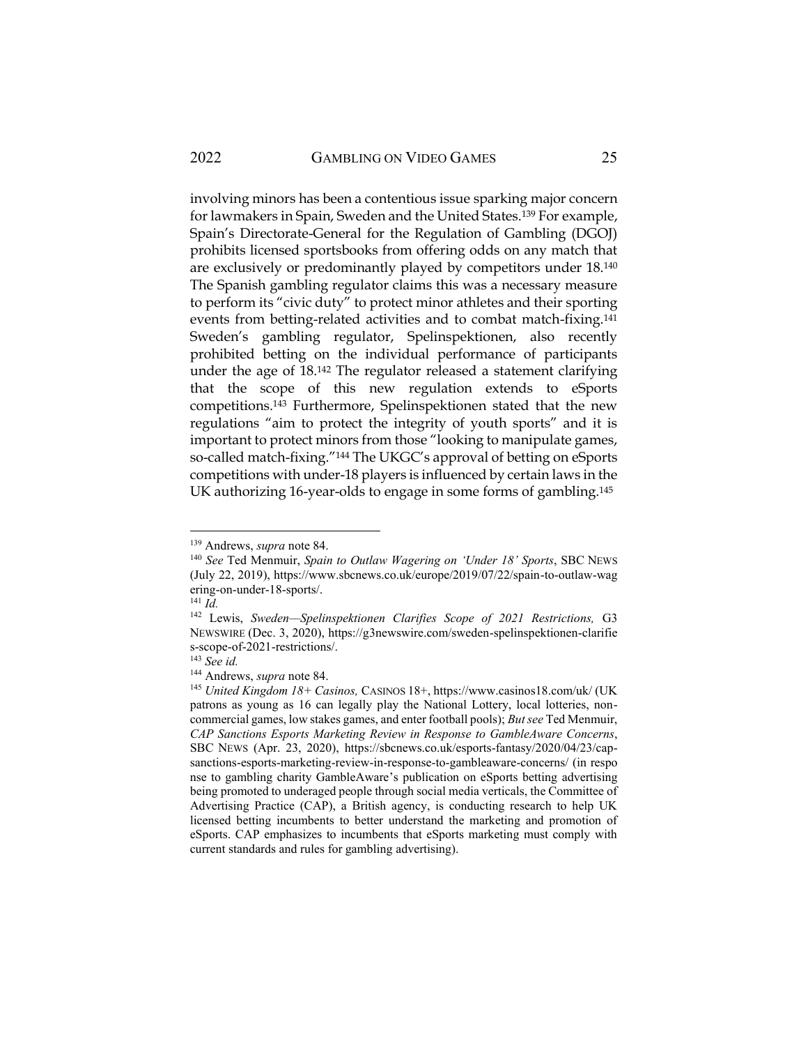involving minors has been a contentious issue sparking major concern for lawmakers in Spain, Sweden and the United States.[139] For example, Spain's Directorate-General for the Regulation of Gambling (DGOJ) prohibits licensed sportsbooks from offering odds on any match that are exclusively or predominantly played by competitors under 18.[140] The Spanish gambling regulator claims this was a necessary measure to perform its "civic duty" to protect minor athletes and their sporting events from betting-related activities and to combat match-fixing.[141] Sweden's gambling regulator, Spelinspektionen, also recently prohibited betting on the individual performance of participants under the age of 18.[142] The regulator released a statement clarifying that the scope of this new regulation extends to eSports competitions.[143] Furthermore, Spelinspektionen stated that the new regulations "aim to protect the integrity of youth sports" and it is important to protect minors from those "looking to manipulate games, so-called match-fixing."[144] The UKGC's approval of betting on eSports competitions with under-18 players is influenced by certain laws in the UK authorizing 16-year-olds to engage in some forms of gambling.[145]

---

[139] Andrews, *supra* note 84.

[140] *See* Ted Menmuir, *Spain to Outlaw Wagering on 'Under 18' Sports*, SBC NEWS (July 22, 2019), https://www.sbcnews.co.uk/europe/2019/07/22/spain-to-outlaw-wagering-on-under-18-sports/.

[141] *Id.*

[142] Lewis, *Sweden—Spelinspektionen Clarifies Scope of 2021 Restrictions,* G3 NEWSWIRE (Dec. 3, 2020), https://g3newswire.com/sweden-spelinspektionen-clarifies-scope-of-2021-restrictions/.

[143] *See id.*

[144] Andrews, *supra* note 84.

[145] *United Kingdom 18+ Casinos,* CASINOS 18+, https://www.casinos18.com/uk/ (UK patrons as young as 16 can legally play the National Lottery, local lotteries, non-commercial games, low stakes games, and enter football pools); *But see* Ted Menmuir, *CAP Sanctions Esports Marketing Review in Response to GambleAware Concerns*, SBC NEWS (Apr. 23, 2020), https://sbcnews.co.uk/esports-fantasy/2020/04/23/cap-sanctions-esports-marketing-review-in-response-to-gambleaware-concerns/ (in response to gambling charity GambleAware's publication on eSports betting advertising being promoted to underaged people through social media verticals, the Committee of Advertising Practice (CAP), a British agency, is conducting research to help UK licensed betting incumbents to better understand the marketing and promotion of eSports. CAP emphasizes to incumbents that eSports marketing must comply with current standards and rules for gambling advertising).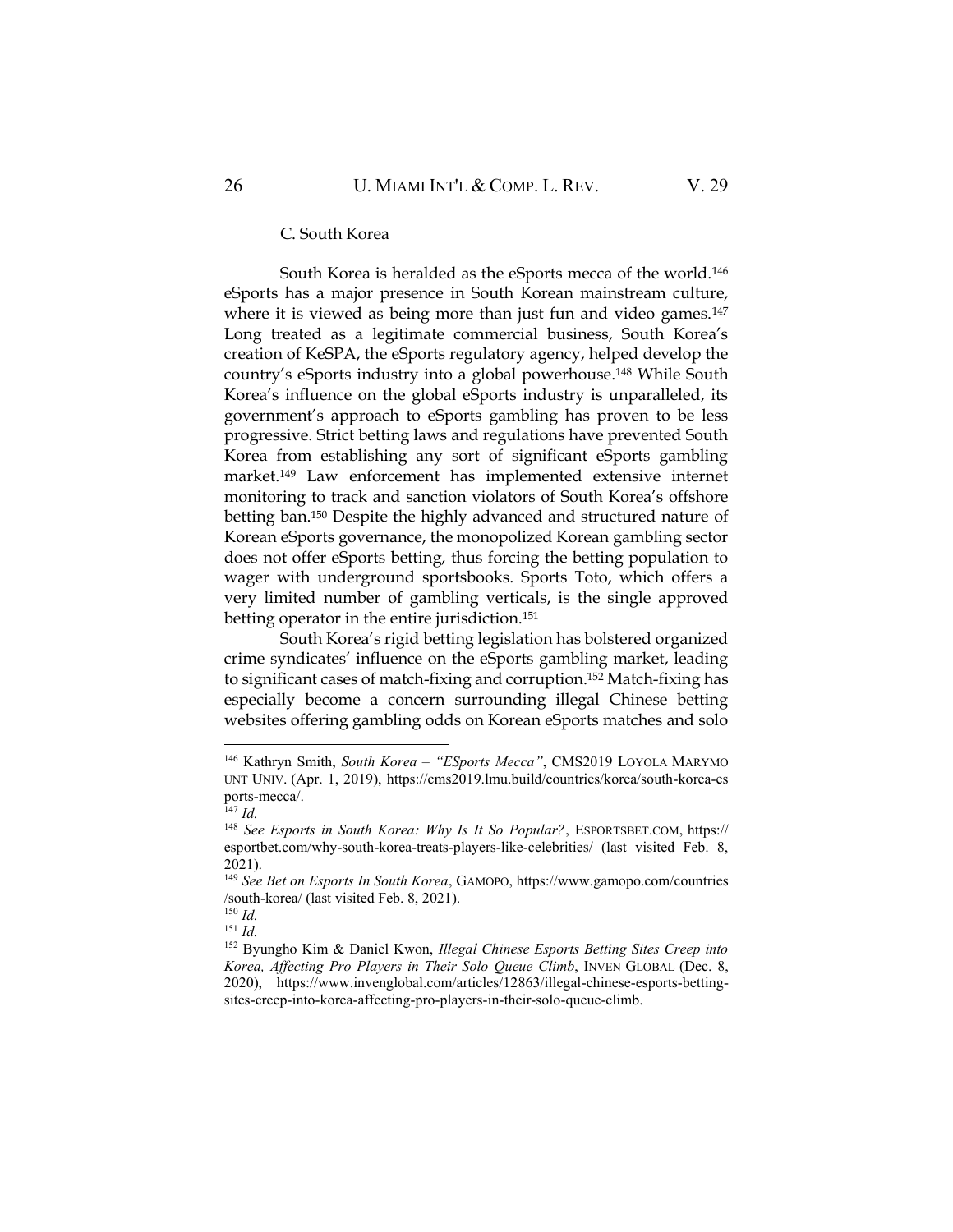### C. South Korea

South Korea is heralded as the eSports mecca of the world.[146] eSports has a major presence in South Korean mainstream culture, where it is viewed as being more than just fun and video games.[147] Long treated as a legitimate commercial business, South Korea's creation of KeSPA, the eSports regulatory agency, helped develop the country's eSports industry into a global powerhouse.[148] While South Korea's influence on the global eSports industry is unparalleled, its government's approach to eSports gambling has proven to be less progressive. Strict betting laws and regulations have prevented South Korea from establishing any sort of significant eSports gambling market.[149] Law enforcement has implemented extensive internet monitoring to track and sanction violators of South Korea's offshore betting ban.[150] Despite the highly advanced and structured nature of Korean eSports governance, the monopolized Korean gambling sector does not offer eSports betting, thus forcing the betting population to wager with underground sportsbooks. Sports Toto, which offers a very limited number of gambling verticals, is the single approved betting operator in the entire jurisdiction.[151]

South Korea's rigid betting legislation has bolstered organized crime syndicates' influence on the eSports gambling market, leading to significant cases of match-fixing and corruption.[152] Match-fixing has especially become a concern surrounding illegal Chinese betting websites offering gambling odds on Korean eSports matches and solo

---

[146] Kathryn Smith, *South Korea – "ESports Mecca"*, CMS2019 LOYOLA MARYMOUNT UNIV. (Apr. 1, 2019), https://cms2019.lmu.build/countries/korea/south-korea-esports-mecca/.

[147] *Id.*

[148] *See Esports in South Korea: Why Is It So Popular?*, ESPORTSBET.COM, https://esportbet.com/why-south-korea-treats-players-like-celebrities/ (last visited Feb. 8, 2021).

[149] *See Bet on Esports In South Korea*, GAMOPO, https://www.gamopo.com/countries/south-korea/ (last visited Feb. 8, 2021).

[150] *Id.*

[151] *Id.*

[152] Byungho Kim & Daniel Kwon, *Illegal Chinese Esports Betting Sites Creep into Korea, Affecting Pro Players in Their Solo Queue Climb*, INVEN GLOBAL (Dec. 8, 2020), https://www.invenglobal.com/articles/12863/illegal-chinese-esports-betting-sites-creep-into-korea-affecting-pro-players-in-their-solo-queue-climb.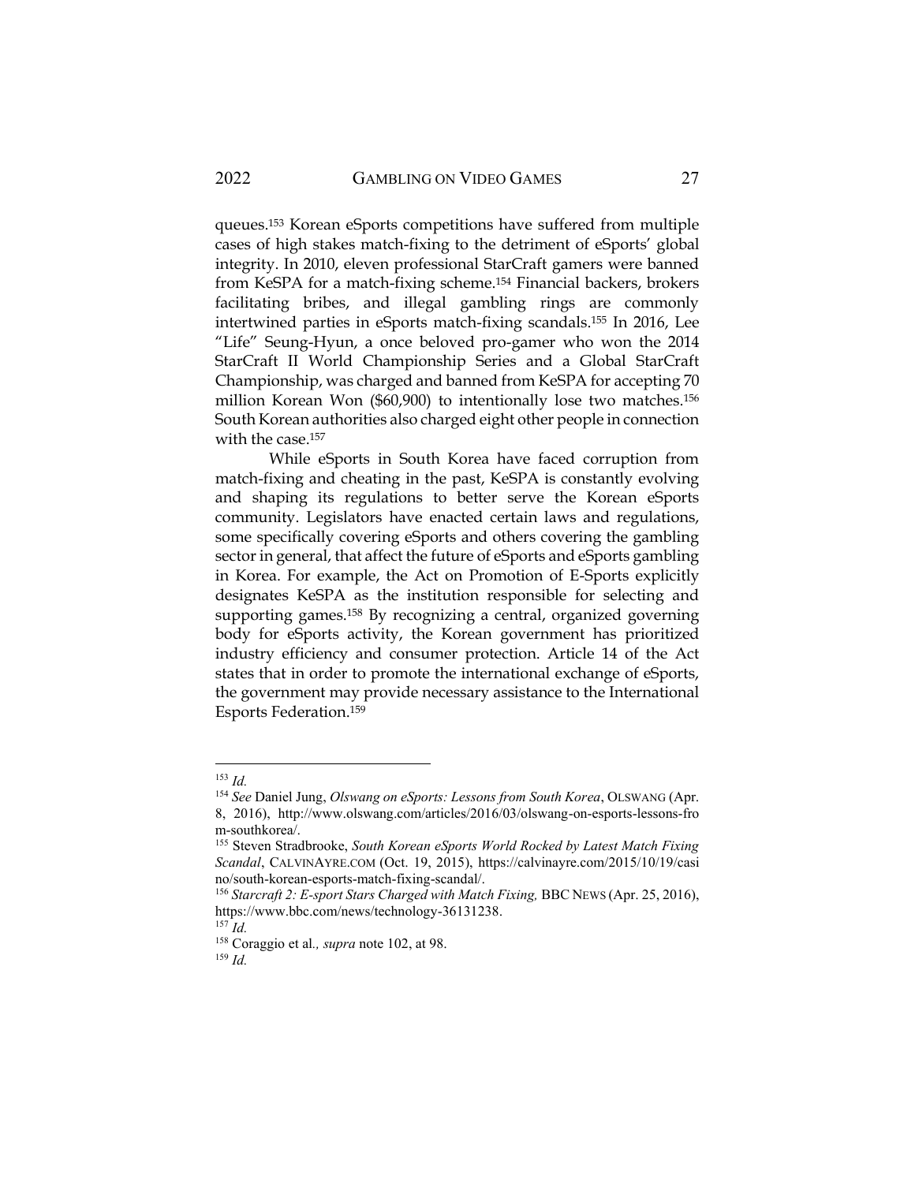queues.[153] Korean eSports competitions have suffered from multiple cases of high stakes match-fixing to the detriment of eSports' global integrity. In 2010, eleven professional StarCraft gamers were banned from KeSPA for a match-fixing scheme.[154] Financial backers, brokers facilitating bribes, and illegal gambling rings are commonly intertwined parties in eSports match-fixing scandals.[155] In 2016, Lee "Life" Seung-Hyun, a once beloved pro-gamer who won the 2014 StarCraft II World Championship Series and a Global StarCraft Championship, was charged and banned from KeSPA for accepting 70 million Korean Won ($60,900) to intentionally lose two matches.[156] South Korean authorities also charged eight other people in connection with the case.[157]

While eSports in South Korea have faced corruption from match-fixing and cheating in the past, KeSPA is constantly evolving and shaping its regulations to better serve the Korean eSports community. Legislators have enacted certain laws and regulations, some specifically covering eSports and others covering the gambling sector in general, that affect the future of eSports and eSports gambling in Korea. For example, the Act on Promotion of E-Sports explicitly designates KeSPA as the institution responsible for selecting and supporting games.[158] By recognizing a central, organized governing body for eSports activity, the Korean government has prioritized industry efficiency and consumer protection. Article 14 of the Act states that in order to promote the international exchange of eSports, the government may provide necessary assistance to the International Esports Federation.[159]

---

[153] *Id.*

[154] *See* Daniel Jung, *Olswang on eSports: Lessons from South Korea*, OLSWANG (Apr. 8, 2016), http://www.olswang.com/articles/2016/03/olswang-on-esports-lessons-from-southkorea/.

[155] Steven Stradbrooke, *South Korean eSports World Rocked by Latest Match Fixing Scandal*, CALVINAYRE.COM (Oct. 19, 2015), https://calvinayre.com/2015/10/19/casino/south-korean-esports-match-fixing-scandal/.

[156] *Starcraft 2: E-sport Stars Charged with Match Fixing,* BBC NEWS (Apr. 25, 2016), https://www.bbc.com/news/technology-36131238.

[157] *Id.*

[158] Coraggio et al*., supra* note 102, at 98.

[159] *Id.*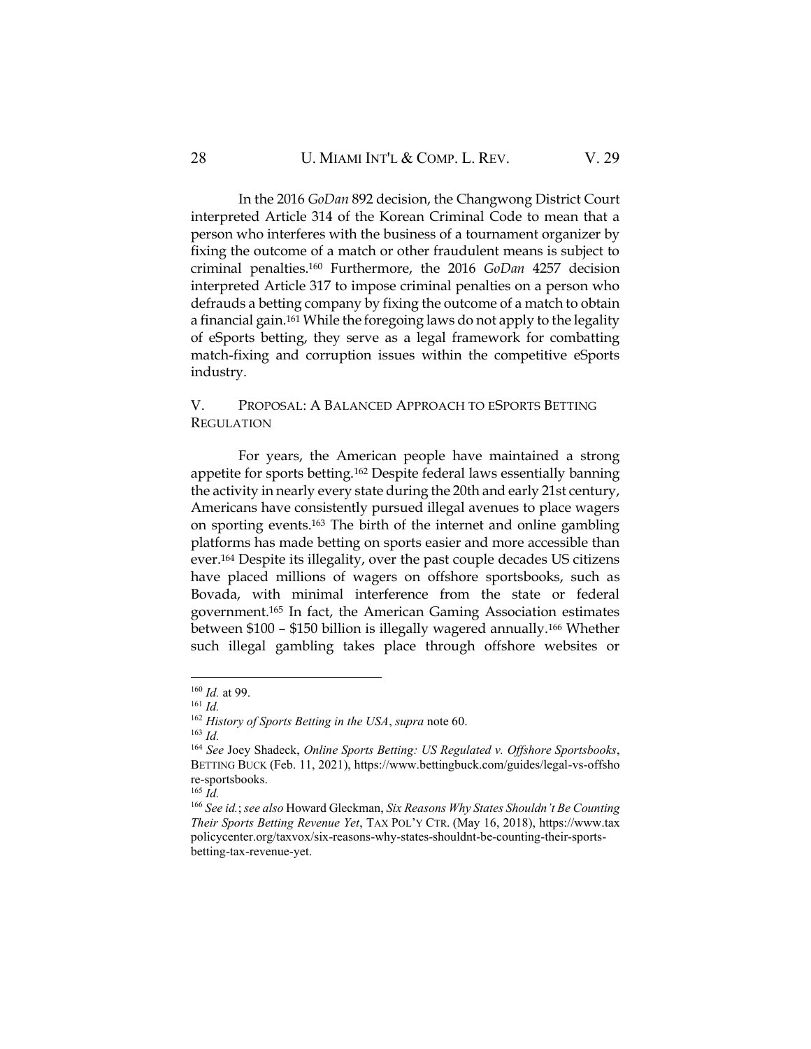In the 2016 *GoDan* 892 decision, the Changwong District Court interpreted Article 314 of the Korean Criminal Code to mean that a person who interferes with the business of a tournament organizer by fixing the outcome of a match or other fraudulent means is subject to criminal penalties.[160] Furthermore, the 2016 *GoDan* 4257 decision interpreted Article 317 to impose criminal penalties on a person who defrauds a betting company by fixing the outcome of a match to obtain a financial gain.[161] While the foregoing laws do not apply to the legality of eSports betting, they serve as a legal framework for combatting match-fixing and corruption issues within the competitive eSports industry.

## V. PROPOSAL: A BALANCED APPROACH TO ESPORTS BETTING REGULATION

For years, the American people have maintained a strong appetite for sports betting.[162] Despite federal laws essentially banning the activity in nearly every state during the 20th and early 21st century, Americans have consistently pursued illegal avenues to place wagers on sporting events.[163] The birth of the internet and online gambling platforms has made betting on sports easier and more accessible than ever.[164] Despite its illegality, over the past couple decades US citizens have placed millions of wagers on offshore sportsbooks, such as Bovada, with minimal interference from the state or federal government.[165] In fact, the American Gaming Association estimates between $100 – $150 billion is illegally wagered annually.[166] Whether such illegal gambling takes place through offshore websites or

---

[160] *Id.* at 99.

[161] *Id.*

[162] *History of Sports Betting in the USA*, *supra* note 60.

[163] *Id.*

[164] *See* Joey Shadeck, *Online Sports Betting: US Regulated v. Offshore Sportsbooks*, BETTING BUCK (Feb. 11, 2021), https://www.bettingbuck.com/guides/legal-vs-offshore-sportsbooks.

[165] *Id.*

[166] *See id.*; *see also* Howard Gleckman, *Six Reasons Why States Shouldn't Be Counting Their Sports Betting Revenue Yet*, TAX POL'Y CTR. (May 16, 2018), https://www.taxpolicycenter.org/taxvox/six-reasons-why-states-shouldnt-be-counting-their-sports-betting-tax-revenue-yet.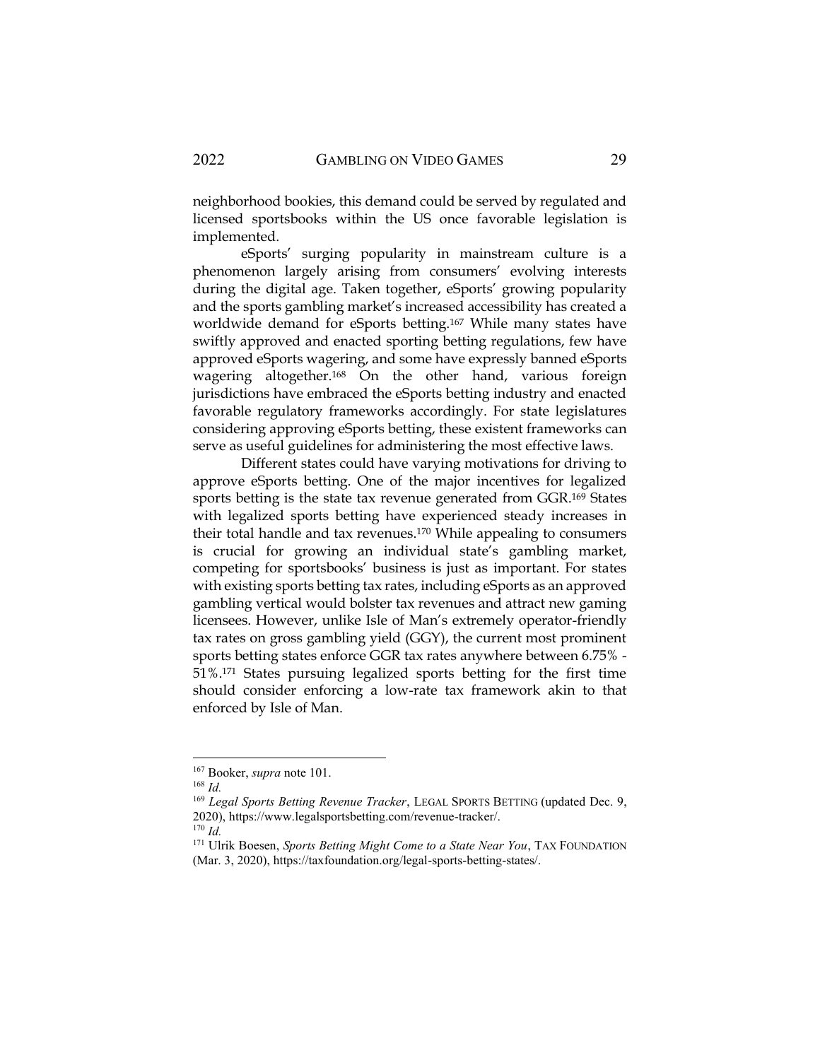neighborhood bookies, this demand could be served by regulated and licensed sportsbooks within the US once favorable legislation is implemented.

eSports' surging popularity in mainstream culture is a phenomenon largely arising from consumers' evolving interests during the digital age. Taken together, eSports' growing popularity and the sports gambling market's increased accessibility has created a worldwide demand for eSports betting.[167] While many states have swiftly approved and enacted sporting betting regulations, few have approved eSports wagering, and some have expressly banned eSports wagering altogether.[168] On the other hand, various foreign jurisdictions have embraced the eSports betting industry and enacted favorable regulatory frameworks accordingly. For state legislatures considering approving eSports betting, these existent frameworks can serve as useful guidelines for administering the most effective laws.

Different states could have varying motivations for driving to approve eSports betting. One of the major incentives for legalized sports betting is the state tax revenue generated from GGR.[169] States with legalized sports betting have experienced steady increases in their total handle and tax revenues.[170] While appealing to consumers is crucial for growing an individual state's gambling market, competing for sportsbooks' business is just as important. For states with existing sports betting tax rates, including eSports as an approved gambling vertical would bolster tax revenues and attract new gaming licensees. However, unlike Isle of Man's extremely operator-friendly tax rates on gross gambling yield (GGY), the current most prominent sports betting states enforce GGR tax rates anywhere between 6.75% - 51%.[171] States pursuing legalized sports betting for the first time should consider enforcing a low-rate tax framework akin to that enforced by Isle of Man.

---

[167] Booker, *supra* note 101.

[168] *Id.*

[169] *Legal Sports Betting Revenue Tracker*, LEGAL SPORTS BETTING (updated Dec. 9, 2020), https://www.legalsportsbetting.com/revenue-tracker/.

[170] *Id.*

[171] Ulrik Boesen, *Sports Betting Might Come to a State Near You*, TAX FOUNDATION (Mar. 3, 2020), https://taxfoundation.org/legal-sports-betting-states/.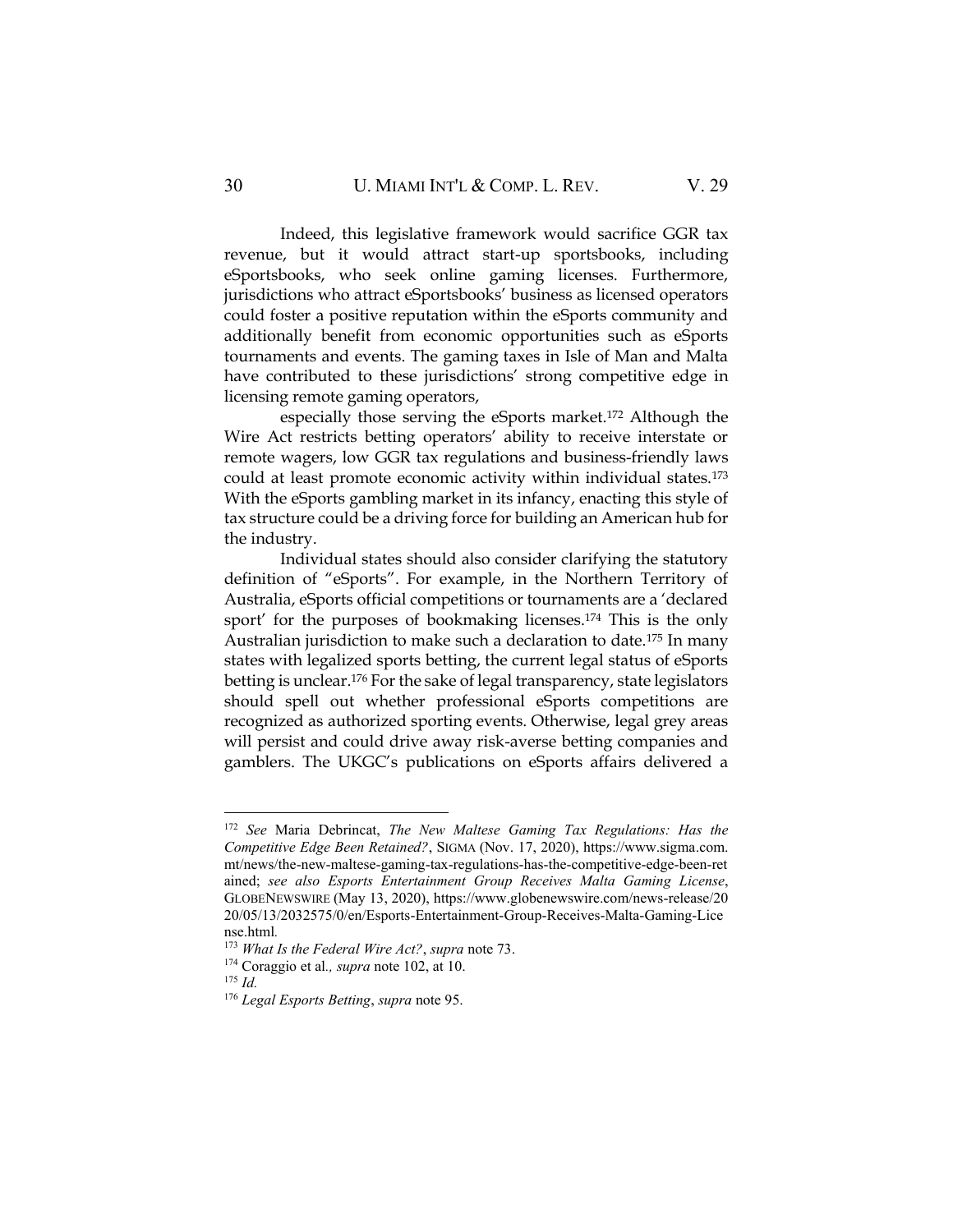Indeed, this legislative framework would sacrifice GGR tax revenue, but it would attract start-up sportsbooks, including eSportsbooks, who seek online gaming licenses. Furthermore, jurisdictions who attract eSportsbooks' business as licensed operators could foster a positive reputation within the eSports community and additionally benefit from economic opportunities such as eSports tournaments and events. The gaming taxes in Isle of Man and Malta have contributed to these jurisdictions' strong competitive edge in licensing remote gaming operators, especially those serving the eSports market.[172] Although the Wire Act restricts betting operators' ability to receive interstate or remote wagers, low GGR tax regulations and business-friendly laws could at least promote economic activity within individual states.[173] With the eSports gambling market in its infancy, enacting this style of tax structure could be a driving force for building an American hub for the industry.

Individual states should also consider clarifying the statutory definition of "eSports". For example, in the Northern Territory of Australia, eSports official competitions or tournaments are a 'declared sport' for the purposes of bookmaking licenses.[174] This is the only Australian jurisdiction to make such a declaration to date.[175] In many states with legalized sports betting, the current legal status of eSports betting is unclear.[176] For the sake of legal transparency, state legislators should spell out whether professional eSports competitions are recognized as authorized sporting events. Otherwise, legal grey areas will persist and could drive away risk-averse betting companies and gamblers. The UKGC's publications on eSports affairs delivered a

---

[172] *See* Maria Debrincat, *The New Maltese Gaming Tax Regulations: Has the Competitive Edge Been Retained?*, SIGMA (Nov. 17, 2020), https://www.sigma.com.mt/news/the-new-maltese-gaming-tax-regulations-has-the-competitive-edge-been-retained; *see also Esports Entertainment Group Receives Malta Gaming License*, GLOBENEWSWIRE (May 13, 2020), https://www.globenewswire.com/news-release/2020/05/13/2032575/0/en/Esports-Entertainment-Group-Receives-Malta-Gaming-License.html.

[173] *What Is the Federal Wire Act?*, *supra* note 73.

[174] Coraggio et al*., supra* note 102, at 10.

[175] *Id.*

[176] *Legal Esports Betting*, *supra* note 95.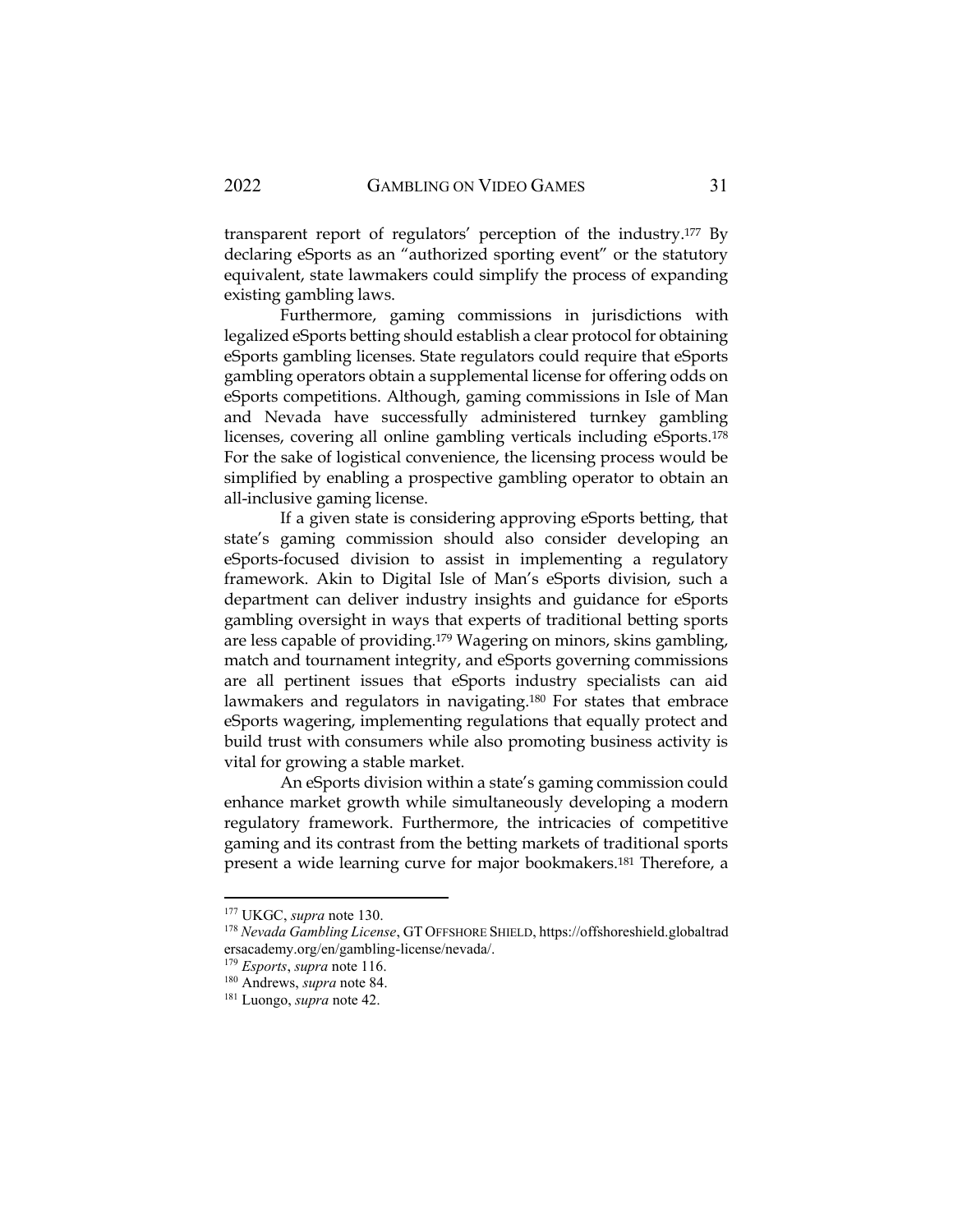transparent report of regulators' perception of the industry.[177] By declaring eSports as an "authorized sporting event" or the statutory equivalent, state lawmakers could simplify the process of expanding existing gambling laws.

Furthermore, gaming commissions in jurisdictions with legalized eSports betting should establish a clear protocol for obtaining eSports gambling licenses. State regulators could require that eSports gambling operators obtain a supplemental license for offering odds on eSports competitions. Although, gaming commissions in Isle of Man and Nevada have successfully administered turnkey gambling licenses, covering all online gambling verticals including eSports.[178] For the sake of logistical convenience, the licensing process would be simplified by enabling a prospective gambling operator to obtain an all-inclusive gaming license.

If a given state is considering approving eSports betting, that state's gaming commission should also consider developing an eSports-focused division to assist in implementing a regulatory framework. Akin to Digital Isle of Man's eSports division, such a department can deliver industry insights and guidance for eSports gambling oversight in ways that experts of traditional betting sports are less capable of providing.[179] Wagering on minors, skins gambling, match and tournament integrity, and eSports governing commissions are all pertinent issues that eSports industry specialists can aid lawmakers and regulators in navigating.[180] For states that embrace eSports wagering, implementing regulations that equally protect and build trust with consumers while also promoting business activity is vital for growing a stable market.

An eSports division within a state's gaming commission could enhance market growth while simultaneously developing a modern regulatory framework. Furthermore, the intricacies of competitive gaming and its contrast from the betting markets of traditional sports present a wide learning curve for major bookmakers.[181] Therefore, a

---

[177] UKGC, *supra* note 130.

[178] *Nevada Gambling License*, GT OFFSHORE SHIELD, https://offshoreshield.globaltradersacademy.org/en/gambling-license/nevada/.

[179] *Esports*, *supra* note 116.

[180] Andrews, *supra* note 84.

[181] Luongo, *supra* note 42.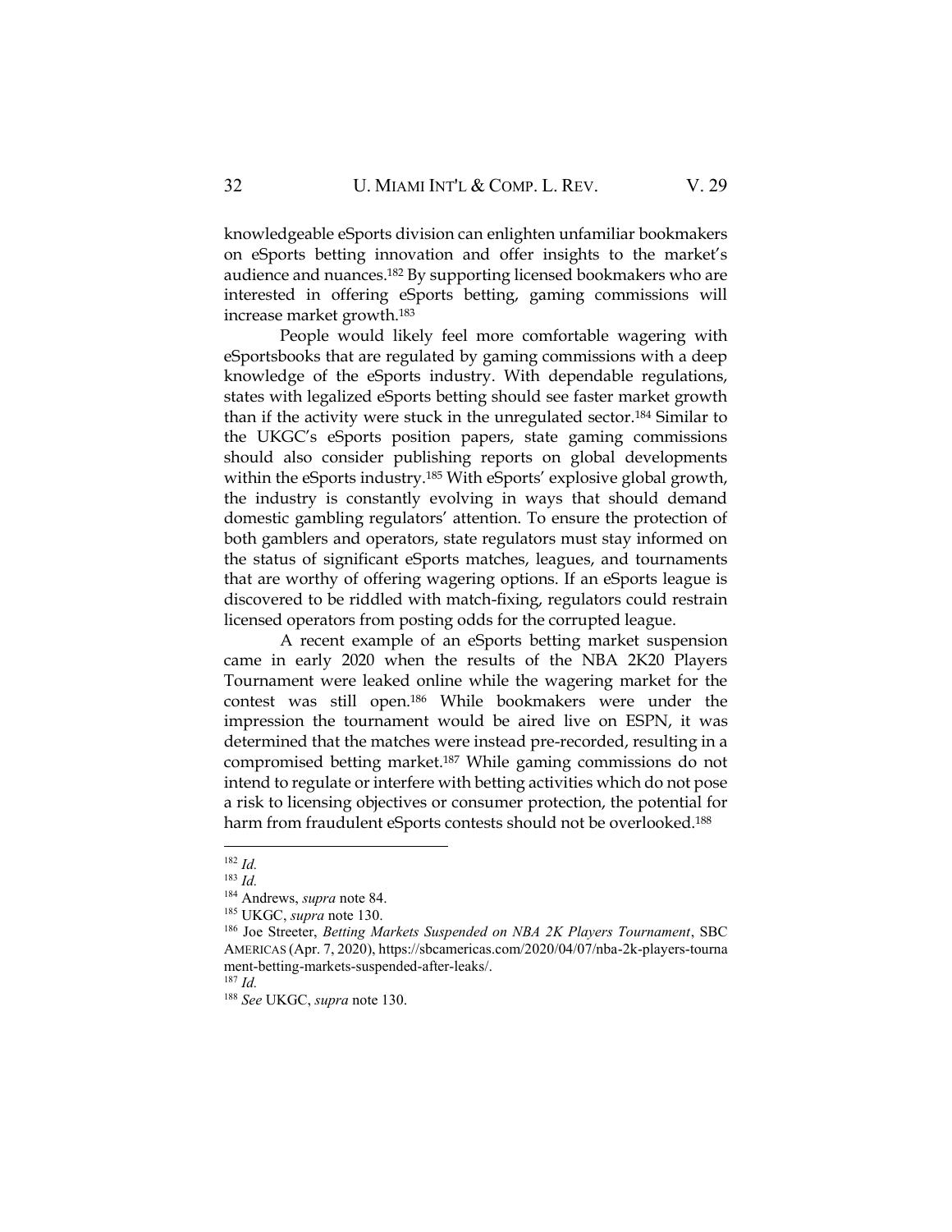knowledgeable eSports division can enlighten unfamiliar bookmakers on eSports betting innovation and offer insights to the market's audience and nuances.[182] By supporting licensed bookmakers who are interested in offering eSports betting, gaming commissions will increase market growth.[183]

People would likely feel more comfortable wagering with eSportsbooks that are regulated by gaming commissions with a deep knowledge of the eSports industry. With dependable regulations, states with legalized eSports betting should see faster market growth than if the activity were stuck in the unregulated sector.[184] Similar to the UKGC's eSports position papers, state gaming commissions should also consider publishing reports on global developments within the eSports industry.[185] With eSports' explosive global growth, the industry is constantly evolving in ways that should demand domestic gambling regulators' attention. To ensure the protection of both gamblers and operators, state regulators must stay informed on the status of significant eSports matches, leagues, and tournaments that are worthy of offering wagering options. If an eSports league is discovered to be riddled with match-fixing, regulators could restrain licensed operators from posting odds for the corrupted league.

A recent example of an eSports betting market suspension came in early 2020 when the results of the NBA 2K20 Players Tournament were leaked online while the wagering market for the contest was still open.[186] While bookmakers were under the impression the tournament would be aired live on ESPN, it was determined that the matches were instead pre-recorded, resulting in a compromised betting market.[187] While gaming commissions do not intend to regulate or interfere with betting activities which do not pose a risk to licensing objectives or consumer protection, the potential for harm from fraudulent eSports contests should not be overlooked.[188]

---

[182] *Id.*

[183] *Id.*

[184] Andrews, *supra* note 84.

[185] UKGC, *supra* note 130.

[186] Joe Streeter, *Betting Markets Suspended on NBA 2K Players Tournament*, SBC AMERICAS (Apr. 7, 2020), https://sbcamericas.com/2020/04/07/nba-2k-players-tournament-betting-markets-suspended-after-leaks/.

[187] *Id.*

[188] *See* UKGC, *supra* note 130.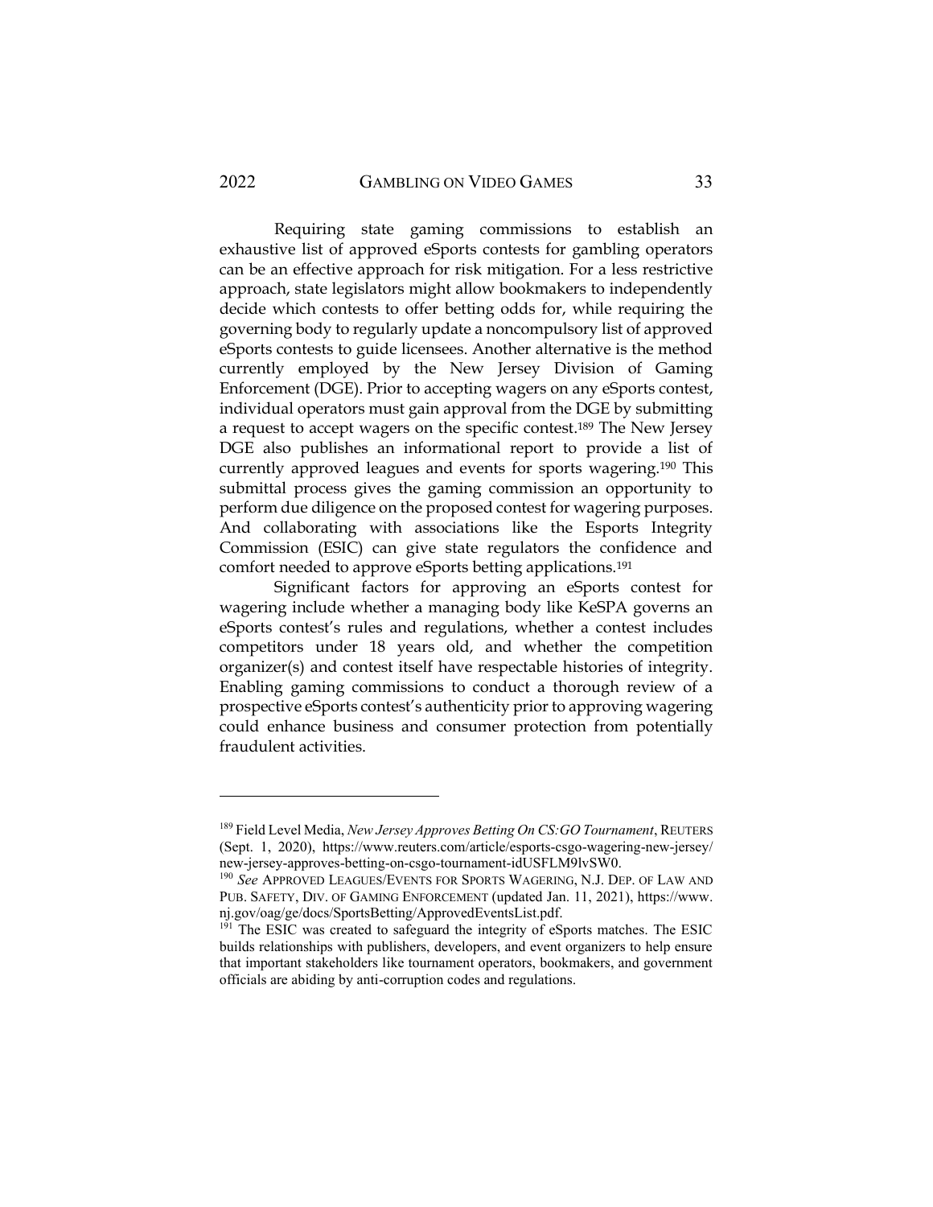Requiring state gaming commissions to establish an exhaustive list of approved eSports contests for gambling operators can be an effective approach for risk mitigation. For a less restrictive approach, state legislators might allow bookmakers to independently decide which contests to offer betting odds for, while requiring the governing body to regularly update a noncompulsory list of approved eSports contests to guide licensees. Another alternative is the method currently employed by the New Jersey Division of Gaming Enforcement (DGE). Prior to accepting wagers on any eSports contest, individual operators must gain approval from the DGE by submitting a request to accept wagers on the specific contest.[189] The New Jersey DGE also publishes an informational report to provide a list of currently approved leagues and events for sports wagering.[190] This submittal process gives the gaming commission an opportunity to perform due diligence on the proposed contest for wagering purposes. And collaborating with associations like the Esports Integrity Commission (ESIC) can give state regulators the confidence and comfort needed to approve eSports betting applications.[191]

Significant factors for approving an eSports contest for wagering include whether a managing body like KeSPA governs an eSports contest's rules and regulations, whether a contest includes competitors under 18 years old, and whether the competition organizer(s) and contest itself have respectable histories of integrity. Enabling gaming commissions to conduct a thorough review of a prospective eSports contest's authenticity prior to approving wagering could enhance business and consumer protection from potentially fraudulent activities.

---

[189] Field Level Media, *New Jersey Approves Betting On CS:GO Tournament*, REUTERS (Sept. 1, 2020), https://www.reuters.com/article/esports-csgo-wagering-new-jersey/new-jersey-approves-betting-on-csgo-tournament-idUSFLM9lvSW0.

[190] *See* APPROVED LEAGUES/EVENTS FOR SPORTS WAGERING, N.J. DEP. OF LAW AND PUB. SAFETY, DIV. OF GAMING ENFORCEMENT (updated Jan. 11, 2021), https://www.nj.gov/oag/ge/docs/SportsBetting/ApprovedEventsList.pdf.

[191] The ESIC was created to safeguard the integrity of eSports matches. The ESIC builds relationships with publishers, developers, and event organizers to help ensure that important stakeholders like tournament operators, bookmakers, and government officials are abiding by anti-corruption codes and regulations.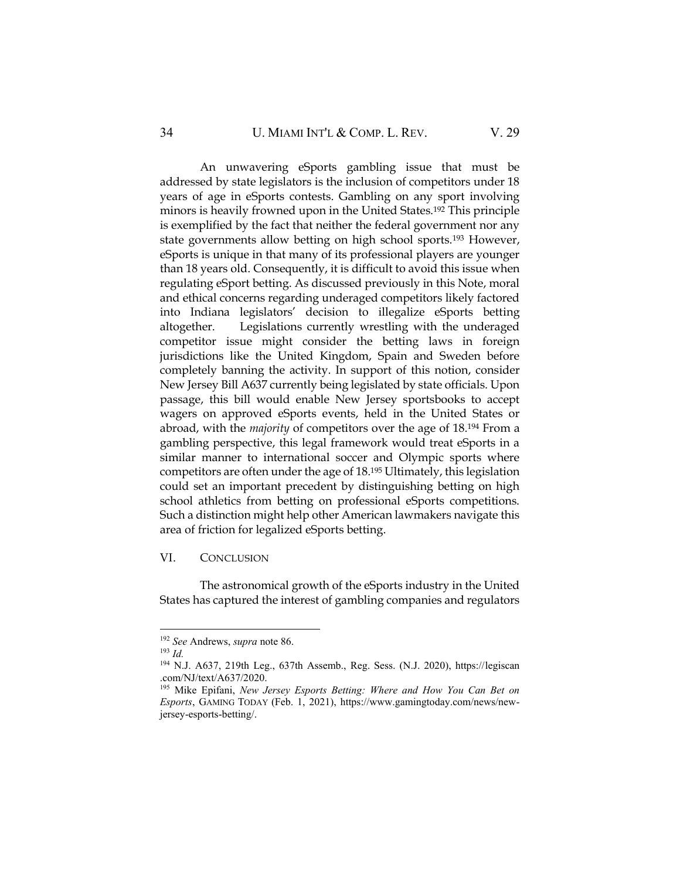An unwavering eSports gambling issue that must be addressed by state legislators is the inclusion of competitors under 18 years of age in eSports contests. Gambling on any sport involving minors is heavily frowned upon in the United States.[192] This principle is exemplified by the fact that neither the federal government nor any state governments allow betting on high school sports.[193] However, eSports is unique in that many of its professional players are younger than 18 years old. Consequently, it is difficult to avoid this issue when regulating eSport betting. As discussed previously in this Note, moral and ethical concerns regarding underaged competitors likely factored into Indiana legislators' decision to illegalize eSports betting altogether. Legislations currently wrestling with the underaged competitor issue might consider the betting laws in foreign jurisdictions like the United Kingdom, Spain and Sweden before completely banning the activity. In support of this notion, consider New Jersey Bill A637 currently being legislated by state officials. Upon passage, this bill would enable New Jersey sportsbooks to accept wagers on approved eSports events, held in the United States or abroad, with the *majority* of competitors over the age of 18.[194] From a gambling perspective, this legal framework would treat eSports in a similar manner to international soccer and Olympic sports where competitors are often under the age of 18.[195] Ultimately, this legislation could set an important precedent by distinguishing betting on high school athletics from betting on professional eSports competitions. Such a distinction might help other American lawmakers navigate this area of friction for legalized eSports betting.

## VI. CONCLUSION

The astronomical growth of the eSports industry in the United States has captured the interest of gambling companies and regulators

---

[192] *See* Andrews, *supra* note 86.

[193] *Id.*

[194] N.J. A637, 219th Leg., 637th Assemb., Reg. Sess. (N.J. 2020), https://legiscan.com/NJ/text/A637/2020.

[195] Mike Epifani, *New Jersey Esports Betting: Where and How You Can Bet on Esports*, GAMING TODAY (Feb. 1, 2021), https://www.gamingtoday.com/news/new-jersey-esports-betting/.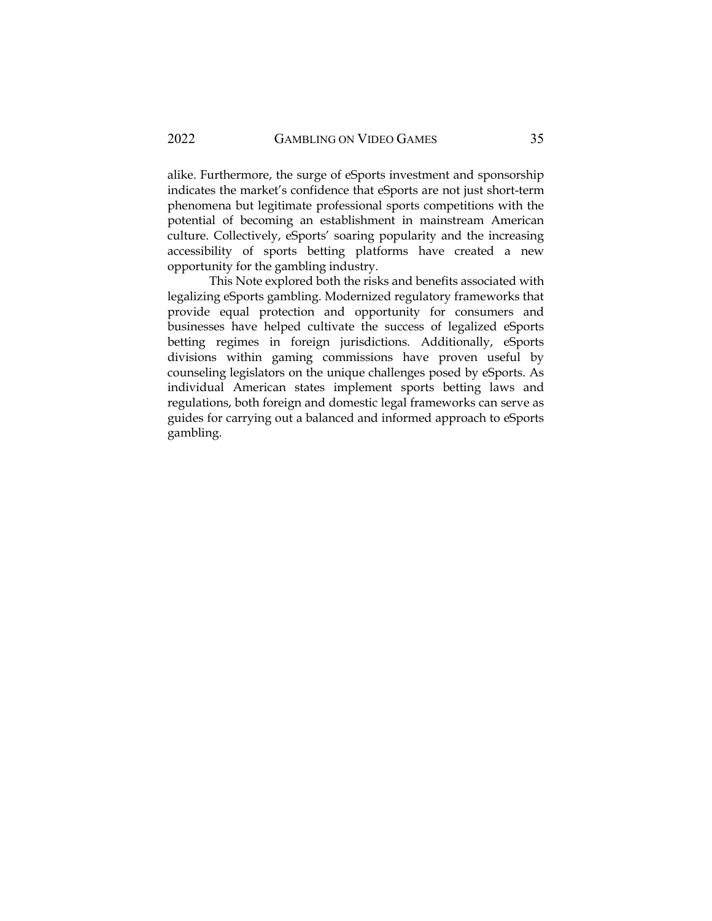alike. Furthermore, the surge of eSports investment and sponsorship indicates the market's confidence that eSports are not just short-term phenomena but legitimate professional sports competitions with the potential of becoming an establishment in mainstream American culture. Collectively, eSports' soaring popularity and the increasing accessibility of sports betting platforms have created a new opportunity for the gambling industry.

This Note explored both the risks and benefits associated with legalizing eSports gambling. Modernized regulatory frameworks that provide equal protection and opportunity for consumers and businesses have helped cultivate the success of legalized eSports betting regimes in foreign jurisdictions. Additionally, eSports divisions within gaming commissions have proven useful by counseling legislators on the unique challenges posed by eSports. As individual American states implement sports betting laws and regulations, both foreign and domestic legal frameworks can serve as guides for carrying out a balanced and informed approach to eSports gambling.